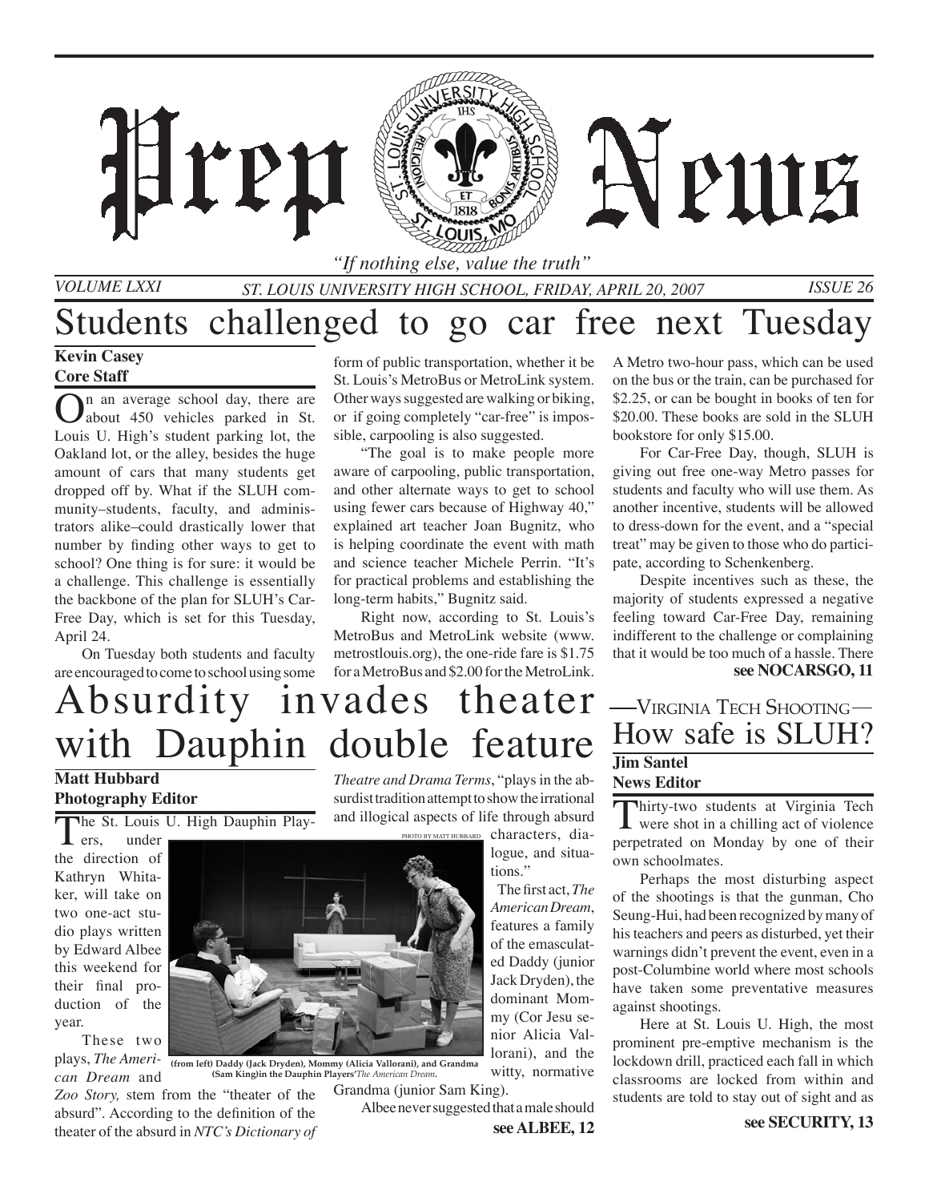# Prep News

*"If nothing else, value the truth"*

VOLUME LXXI — ST. LOUIS UNIVERSITY HIGH SCHOOL, FRIDAY, APRIL 20, 2007 — ISSUE 26

## Students challenged to go car free next Tuesday

**Kevin Casey**
**Core Staff**

On an average school day, there are about 450 vehicles parked in St. Louis U. High's student parking lot, the Oakland lot, or the alley, besides the huge amount of cars that many students get dropped off by. What if the SLUH community–students, faculty, and administrators alike–could drastically lower that number by finding other ways to get to school? One thing is for sure: it would be a challenge. This challenge is essentially the backbone of the plan for SLUH's Car-Free Day, which is set for this Tuesday, April 24.

On Tuesday both students and faculty are encouraged to come to school using some form of public transportation, whether it be St. Louis's MetroBus or MetroLink system. Other ways suggested are walking or biking, or if going completely "car-free" is impossible, carpooling is also suggested.

"The goal is to make people more aware of carpooling, public transportation, and other alternate ways to get to school using fewer cars because of Highway 40," explained art teacher Joan Bugnitz, who is helping coordinate the event with math and science teacher Michele Perrin. "It's for practical problems and establishing the long-term habits," Bugnitz said.

Right now, according to St. Louis's MetroBus and MetroLink website (www.metrostlouis.org), the one-ride fare is $1.75 for a MetroBus and $2.00 for the MetroLink. A Metro two-hour pass, which can be used on the bus or the train, can be purchased for $2.25, or can be bought in books of ten for $20.00. These books are sold in the SLUH bookstore for only $15.00.

For Car-Free Day, though, SLUH is giving out free one-way Metro passes for students and faculty who will use them. As another incentive, students will be allowed to dress-down for the event, and a "special treat" may be given to those who do participate, according to Schenkenberg.

Despite incentives such as these, the majority of students expressed a negative feeling toward Car-Free Day, remaining indifferent to the challenge or complaining that it would be too much of a hassle. There

**see NOCARSGO, 11**

## Absurdity invades theater with Dauphin double feature

**Matt Hubbard**
**Photography Editor**

The St. Louis U. High Dauphin Players, under the direction of Kathryn Whitaker, will take on two one-act studio plays written by Edward Albee this weekend for their final production of the year.

These two plays, *The American Dream* and *Zoo Story,* stem from the "theater of the absurd". According to the definition of the theater of the absurd in *NTC's Dictionary of Theatre and Drama Terms*, "plays in the absurdist tradition attempt to show the irrational and illogical aspects of life through absurd characters, dialogue, and situations."

PHOTO BY MATT HUBBARD

**(from left) Daddy (Jack Dryden), Mommy (Alicia Vallorani), and Grandma (Sam King)in the Dauphin Players'** ***The American Dream*****.**

The first act, *The American Dream*, features a family of the emasculated Daddy (junior Jack Dryden), the dominant Mommy (Cor Jesu senior Alicia Vallorani), and the witty, normative Grandma (junior Sam King).

Albee never suggested that a male should

**see ALBEE, 12**

## —Virginia Tech Shooting— How safe is SLUH?

**Jim Santel**
**News Editor**

Thirty-two students at Virginia Tech were shot in a chilling act of violence perpetrated on Monday by one of their own schoolmates.

Perhaps the most disturbing aspect of the shootings is that the gunman, Cho Seung-Hui, had been recognized by many of his teachers and peers as disturbed, yet their warnings didn't prevent the event, even in a post-Columbine world where most schools have taken some preventative measures against shootings.

Here at St. Louis U. High, the most prominent pre-emptive mechanism is the lockdown drill, practiced each fall in which classrooms are locked from within and students are told to stay out of sight and as

**see SECURITY, 13**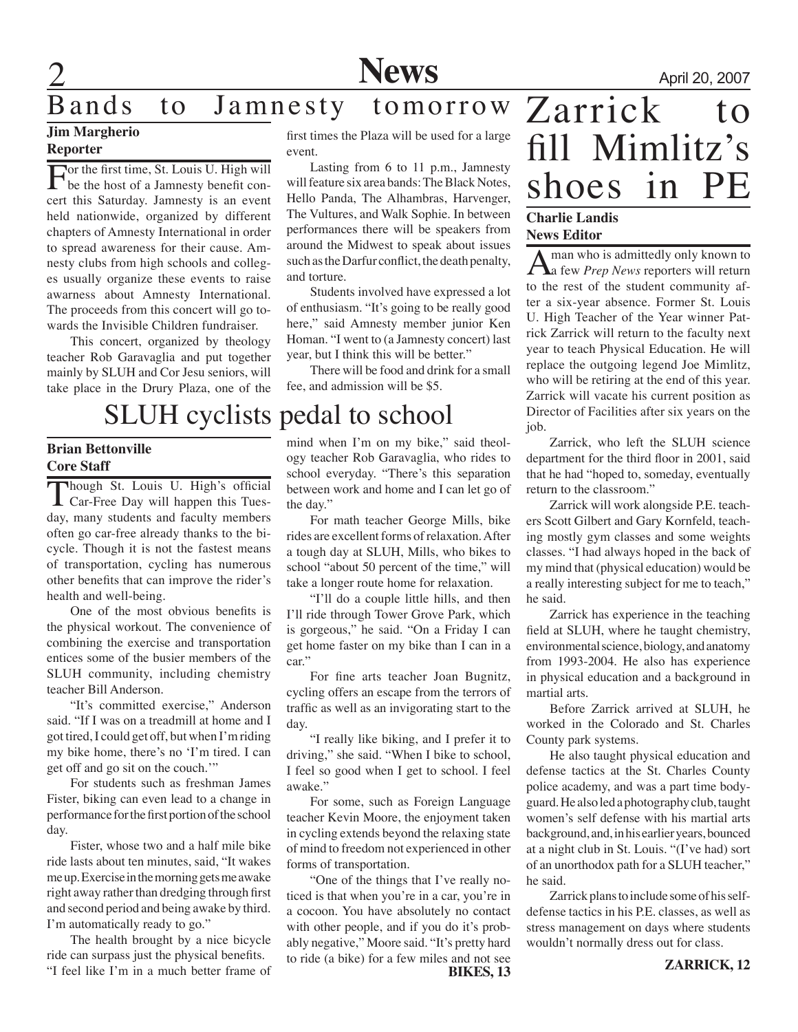## Bands to Jamnesty tomorrow

**Jim Margherio**
**Reporter**

For the first time, St. Louis U. High will be the host of a Jamnesty benefit concert this Saturday. Jamnesty is an event held nationwide, organized by different chapters of Amnesty International in order to spread awareness for their cause. Amnesty clubs from high schools and colleges usually organize these events to raise awarness about Amnesty International. The proceeds from this concert will go towards the Invisible Children fundraiser.

This concert, organized by theology teacher Rob Garavaglia and put together mainly by SLUH and Cor Jesu seniors, will take place in the Drury Plaza, one of the first times the Plaza will be used for a large event.

Lasting from 6 to 11 p.m., Jamnesty will feature six area bands: The Black Notes, Hello Panda, The Alhambras, Harvenger, The Vultures, and Walk Sophie. In between performances there will be speakers from around the Midwest to speak about issues such as the Darfur conflict, the death penalty, and torture.

Students involved have expressed a lot of enthusiasm. "It's going to be really good here," said Amnesty member junior Ken Homan. "I went to (a Jamnesty concert) last year, but I think this will be better."

There will be food and drink for a small fee, and admission will be $5.

## SLUH cyclists pedal to school

**Brian Bettonville**
**Core Staff**

Though St. Louis U. High's official Car-Free Day will happen this Tuesday, many students and faculty members often go car-free already thanks to the bicycle. Though it is not the fastest means of transportation, cycling has numerous other benefits that can improve the rider's health and well-being.

One of the most obvious benefits is the physical workout. The convenience of combining the exercise and transportation entices some of the busier members of the SLUH community, including chemistry teacher Bill Anderson.

"It's committed exercise," Anderson said. "If I was on a treadmill at home and I got tired, I could get off, but when I'm riding my bike home, there's no 'I'm tired. I can get off and go sit on the couch.'"

For students such as freshman James Fister, biking can even lead to a change in performance for the first portion of the school day.

Fister, whose two and a half mile bike ride lasts about ten minutes, said, "It wakes me up. Exercise in the morning gets me awake right away rather than dredging through first and second period and being awake by third. I'm automatically ready to go."

The health brought by a nice bicycle ride can surpass just the physical benefits. "I feel like I'm in a much better frame of mind when I'm on my bike," said theology teacher Rob Garavaglia, who rides to school everyday. "There's this separation between work and home and I can let go of the day."

For math teacher George Mills, bike rides are excellent forms of relaxation. After a tough day at SLUH, Mills, who bikes to school "about 50 percent of the time," will take a longer route home for relaxation.

"I'll do a couple little hills, and then I'll ride through Tower Grove Park, which is gorgeous," he said. "On a Friday I can get home faster on my bike than I can in a car."

For fine arts teacher Joan Bugnitz, cycling offers an escape from the terrors of traffic as well as an invigorating start to the day.

"I really like biking, and I prefer it to driving," she said. "When I bike to school, I feel so good when I get to school. I feel awake."

For some, such as Foreign Language teacher Kevin Moore, the enjoyment taken in cycling extends beyond the relaxing state of mind to freedom not experienced in other forms of transportation.

"One of the things that I've really noticed is that when you're in a car, you're in a cocoon. You have absolutely no contact with other people, and if you do it's probably negative," Moore said. "It's pretty hard to ride (a bike) for a few miles and not see

**BIKES, 13**

## Zarrick to fill Mimlitz's shoes in PE

**Charlie Landis**
**News Editor**

A man who is admittedly only known to a few *Prep News* reporters will return to the rest of the student community after a six-year absence. Former St. Louis U. High Teacher of the Year winner Patrick Zarrick will return to the faculty next year to teach Physical Education. He will replace the outgoing legend Joe Mimlitz, who will be retiring at the end of this year. Zarrick will vacate his current position as Director of Facilities after six years on the job.

Zarrick, who left the SLUH science department for the third floor in 2001, said that he had "hoped to, someday, eventually return to the classroom."

Zarrick will work alongside P.E. teachers Scott Gilbert and Gary Kornfeld, teaching mostly gym classes and some weights classes. "I had always hoped in the back of my mind that (physical education) would be a really interesting subject for me to teach," he said.

Zarrick has experience in the teaching field at SLUH, where he taught chemistry, environmental science, biology, and anatomy from 1993-2004. He also has experience in physical education and a background in martial arts.

Before Zarrick arrived at SLUH, he worked in the Colorado and St. Charles County park systems.

He also taught physical education and defense tactics at the St. Charles County police academy, and was a part time bodyguard. He also led a photography club, taught women's self defense with his martial arts background, and, in his earlier years, bounced at a night club in St. Louis. "(I've had) sort of an unorthodox path for a SLUH teacher," he said.

Zarrick plans to include some of his self-defense tactics in his P.E. classes, as well as stress management on days where students wouldn't normally dress out for class.

**ZARRICK, 12**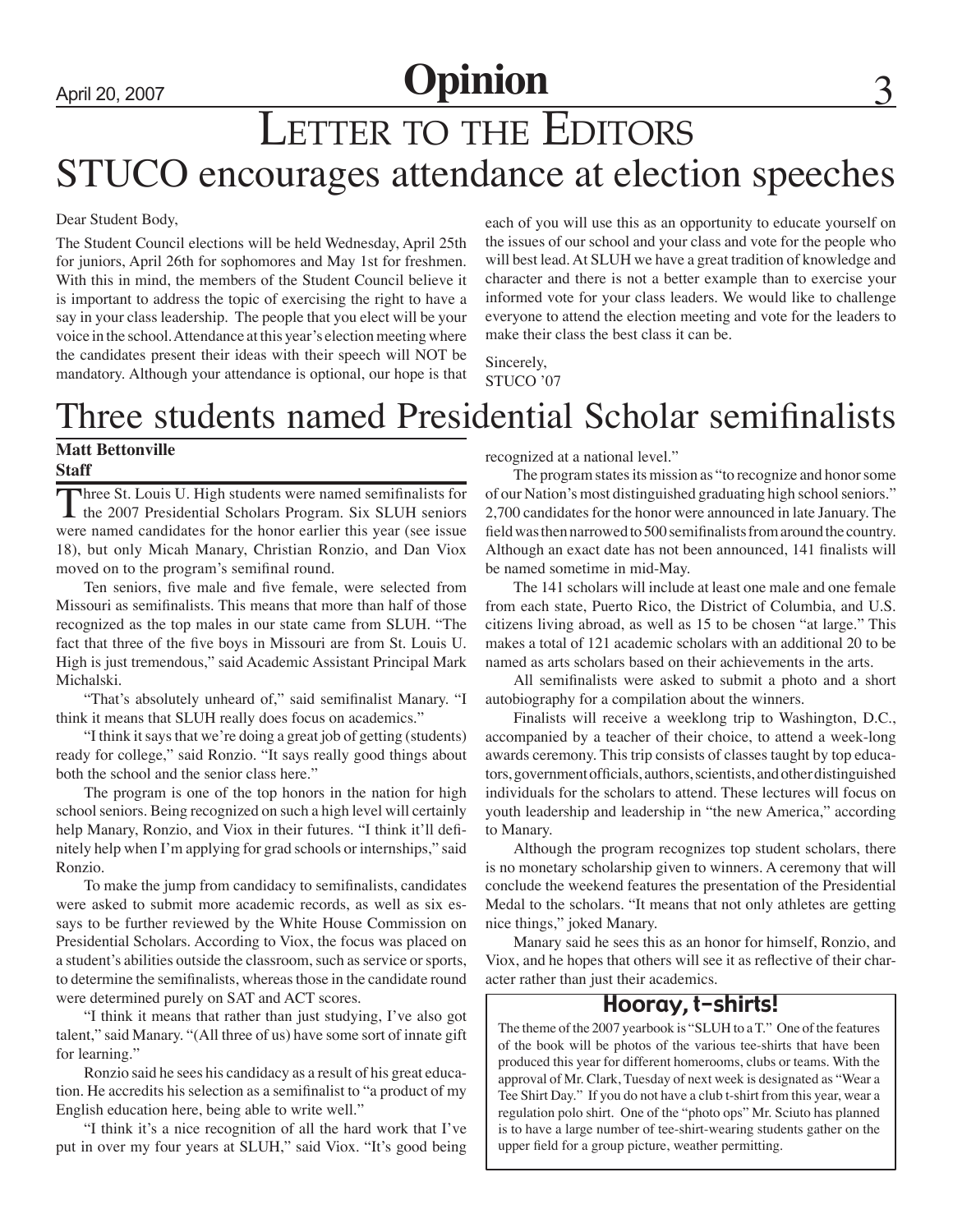# Opinion

# Letter to the Editors

## STUCO encourages attendance at election speeches

Dear Student Body,

The Student Council elections will be held Wednesday, April 25th for juniors, April 26th for sophomores and May 1st for freshmen. With this in mind, the members of the Student Council believe it is important to address the topic of exercising the right to have a say in your class leadership. The people that you elect will be your voice in the school. Attendance at this year's election meeting where the candidates present their ideas with their speech will NOT be mandatory. Although your attendance is optional, our hope is that each of you will use this as an opportunity to educate yourself on the issues of our school and your class and vote for the people who will best lead. At SLUH we have a great tradition of knowledge and character and there is not a better example than to exercise your informed vote for your class leaders. We would like to challenge everyone to attend the election meeting and vote for the leaders to make their class the best class it can be.

Sincerely,
STUCO '07

## Three students named Presidential Scholar semifinalists

**Matt Bettonville**
**Staff**

Three St. Louis U. High students were named semifinalists for the 2007 Presidential Scholars Program. Six SLUH seniors were named candidates for the honor earlier this year (see issue 18), but only Micah Manary, Christian Ronzio, and Dan Viox moved on to the program's semifinal round.

Ten seniors, five male and five female, were selected from Missouri as semifinalists. This means that more than half of those recognized as the top males in our state came from SLUH. "The fact that three of the five boys in Missouri are from St. Louis U. High is just tremendous," said Academic Assistant Principal Mark Michalski.

"That's absolutely unheard of," said semifinalist Manary. "I think it means that SLUH really does focus on academics."

"I think it says that we're doing a great job of getting (students) ready for college," said Ronzio. "It says really good things about both the school and the senior class here."

The program is one of the top honors in the nation for high school seniors. Being recognized on such a high level will certainly help Manary, Ronzio, and Viox in their futures. "I think it'll definitely help when I'm applying for grad schools or internships," said Ronzio.

To make the jump from candidacy to semifinalists, candidates were asked to submit more academic records, as well as six essays to be further reviewed by the White House Commission on Presidential Scholars. According to Viox, the focus was placed on a student's abilities outside the classroom, such as service or sports, to determine the semifinalists, whereas those in the candidate round were determined purely on SAT and ACT scores.

"I think it means that rather than just studying, I've also got talent," said Manary. "(All three of us) have some sort of innate gift for learning."

Ronzio said he sees his candidacy as a result of his great education. He accredits his selection as a semifinalist to "a product of my English education here, being able to write well."

"I think it's a nice recognition of all the hard work that I've put in over my four years at SLUH," said Viox. "It's good being recognized at a national level."

The program states its mission as "to recognize and honor some of our Nation's most distinguished graduating high school seniors." 2,700 candidates for the honor were announced in late January. The field was then narrowed to 500 semifinalists from around the country. Although an exact date has not been announced, 141 finalists will be named sometime in mid-May.

The 141 scholars will include at least one male and one female from each state, Puerto Rico, the District of Columbia, and U.S. citizens living abroad, as well as 15 to be chosen "at large." This makes a total of 121 academic scholars with an additional 20 to be named as arts scholars based on their achievements in the arts.

All semifinalists were asked to submit a photo and a short autobiography for a compilation about the winners.

Finalists will receive a weeklong trip to Washington, D.C., accompanied by a teacher of their choice, to attend a week-long awards ceremony. This trip consists of classes taught by top educators, government officials, authors, scientists, and other distinguished individuals for the scholars to attend. These lectures will focus on youth leadership and leadership in "the new America," according to Manary.

Although the program recognizes top student scholars, there is no monetary scholarship given to winners. A ceremony that will conclude the weekend features the presentation of the Presidential Medal to the scholars. "It means that not only athletes are getting nice things," joked Manary.

Manary said he sees this as an honor for himself, Ronzio, and Viox, and he hopes that others will see it as reflective of their character rather than just their academics.

### Hooray, t-shirts!

The theme of the 2007 yearbook is "SLUH to a T." One of the features of the book will be photos of the various tee-shirts that have been produced this year for different homerooms, clubs or teams. With the approval of Mr. Clark, Tuesday of next week is designated as "Wear a Tee Shirt Day." If you do not have a club t-shirt from this year, wear a regulation polo shirt. One of the "photo ops" Mr. Sciuto has planned is to have a large number of tee-shirt-wearing students gather on the upper field for a group picture, weather permitting.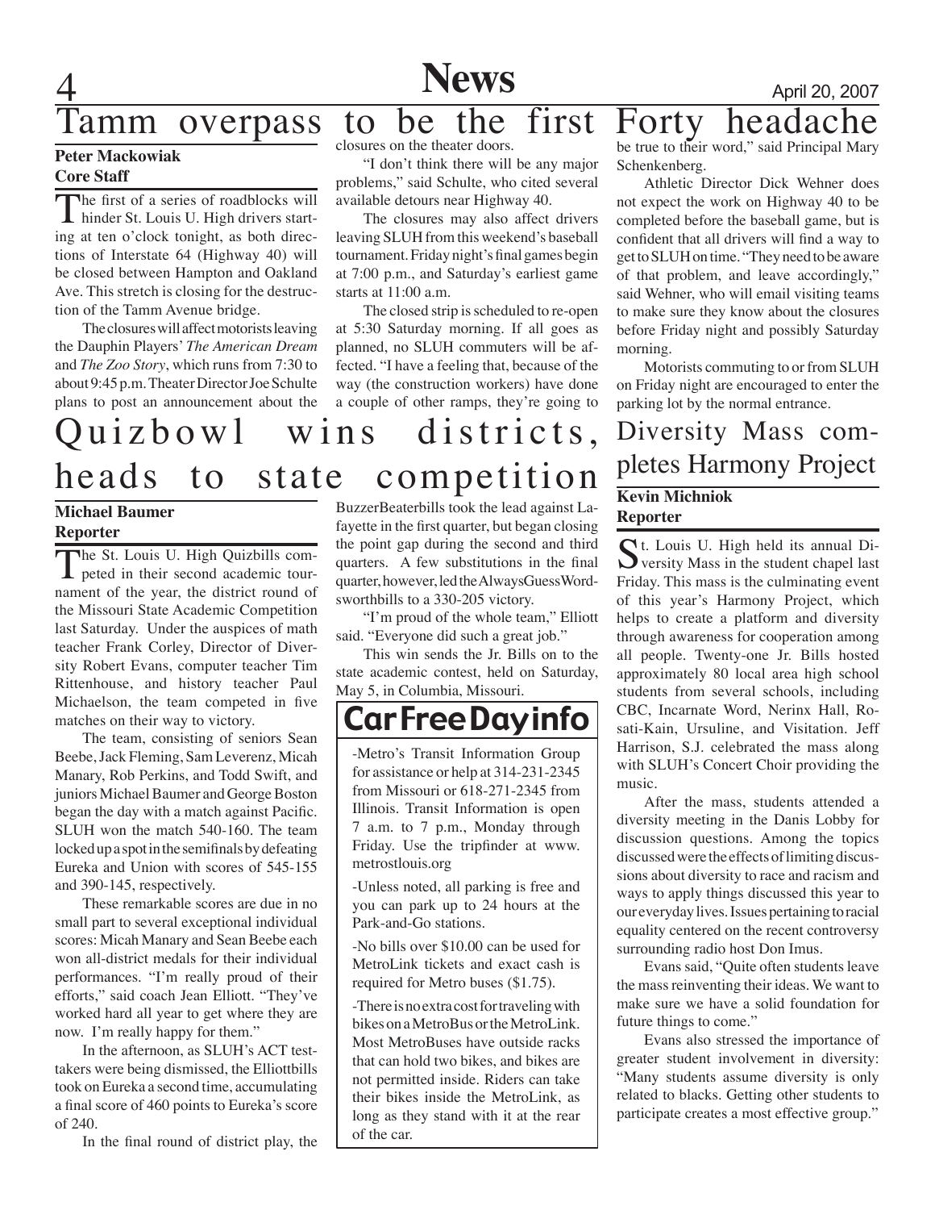# Tamm overpass to be the first Forty headache

**Peter Mackowiak**
**Core Staff**

The first of a series of roadblocks will hinder St. Louis U. High drivers starting at ten o'clock tonight, as both directions of Interstate 64 (Highway 40) will be closed between Hampton and Oakland Ave. This stretch is closing for the destruction of the Tamm Avenue bridge.

The closures will affect motorists leaving the Dauphin Players' *The American Dream* and *The Zoo Story*, which runs from 7:30 to about 9:45 p.m. Theater Director Joe Schulte plans to post an announcement about the closures on the theater doors.

"I don't think there will be any major problems," said Schulte, who cited several available detours near Highway 40.

The closures may also affect drivers leaving SLUH from this weekend's baseball tournament. Friday night's final games begin at 7:00 p.m., and Saturday's earliest game starts at 11:00 a.m.

The closed strip is scheduled to re-open at 5:30 Saturday morning. If all goes as planned, no SLUH commuters will be affected. "I have a feeling that, because of the way (the construction workers) have done a couple of other ramps, they're going to be true to their word," said Principal Mary Schenkenberg.

Athletic Director Dick Wehner does not expect the work on Highway 40 to be completed before the baseball game, but is confident that all drivers will find a way to get to SLUH on time. "They need to be aware of that problem, and leave accordingly," said Wehner, who will email visiting teams to make sure they know about the closures before Friday night and possibly Saturday morning.

Motorists commuting to or from SLUH on Friday night are encouraged to enter the parking lot by the normal entrance.

# Quizbowl wins districts, heads to state competition

**Michael Baumer**
**Reporter**

The St. Louis U. High Quizbills competed in their second academic tournament of the year, the district round of the Missouri State Academic Competition last Saturday. Under the auspices of math teacher Frank Corley, Director of Diversity Robert Evans, computer teacher Tim Rittenhouse, and history teacher Paul Michaelson, the team competed in five matches on their way to victory.

The team, consisting of seniors Sean Beebe, Jack Fleming, Sam Leverenz, Micah Manary, Rob Perkins, and Todd Swift, and juniors Michael Baumer and George Boston began the day with a match against Pacific. SLUH won the match 540-160. The team locked up a spot in the semifinals by defeating Eureka and Union with scores of 545-155 and 390-145, respectively.

These remarkable scores are due in no small part to several exceptional individual scores: Micah Manary and Sean Beebe each won all-district medals for their individual performances. "I'm really proud of their efforts," said coach Jean Elliott. "They've worked hard all year to get where they are now. I'm really happy for them."

In the afternoon, as SLUH's ACT test-takers were being dismissed, the Elliottbills took on Eureka a second time, accumulating a final score of 460 points to Eureka's score of 240.

In the final round of district play, the BuzzerBeaterbills took the lead against Lafayette in the first quarter, but began closing the point gap during the second and third quarters. A few substitutions in the final quarter, however, led the AlwaysGuessWordsworthbills to a 330-205 victory.

"I'm proud of the whole team," Elliott said. "Everyone did such a great job."

This win sends the Jr. Bills on to the state academic contest, held on Saturday, May 5, in Columbia, Missouri.

## Car Free Day info

-Metro's Transit Information Group for assistance or help at 314-231-2345 from Missouri or 618-271-2345 from Illinois. Transit Information is open 7 a.m. to 7 p.m., Monday through Friday. Use the tripfinder at www.metrostlouis.org

-Unless noted, all parking is free and you can park up to 24 hours at the Park-and-Go stations.

-No bills over $10.00 can be used for MetroLink tickets and exact cash is required for Metro buses ($1.75).

-There is no extra cost for traveling with bikes on a MetroBus or the MetroLink. Most MetroBuses have outside racks that can hold two bikes, and bikes are not permitted inside. Riders can take their bikes inside the MetroLink, as long as they stand with it at the rear of the car.

# Diversity Mass completes Harmony Project

**Kevin Michniok**
**Reporter**

St. Louis U. High held its annual Diversity Mass in the student chapel last Friday. This mass is the culminating event of this year's Harmony Project, which helps to create a platform and diversity through awareness for cooperation among all people. Twenty-one Jr. Bills hosted approximately 80 local area high school students from several schools, including CBC, Incarnate Word, Nerinx Hall, Rosati-Kain, Ursuline, and Visitation. Jeff Harrison, S.J. celebrated the mass along with SLUH's Concert Choir providing the music.

After the mass, students attended a diversity meeting in the Danis Lobby for discussion questions. Among the topics discussed were the effects of limiting discussions about diversity to race and racism and ways to apply things discussed this year to our everyday lives. Issues pertaining to racial equality centered on the recent controversy surrounding radio host Don Imus.

Evans said, "Quite often students leave the mass reinventing their ideas. We want to make sure we have a solid foundation for future things to come."

Evans also stressed the importance of greater student involvement in diversity: "Many students assume diversity is only related to blacks. Getting other students to participate creates a most effective group."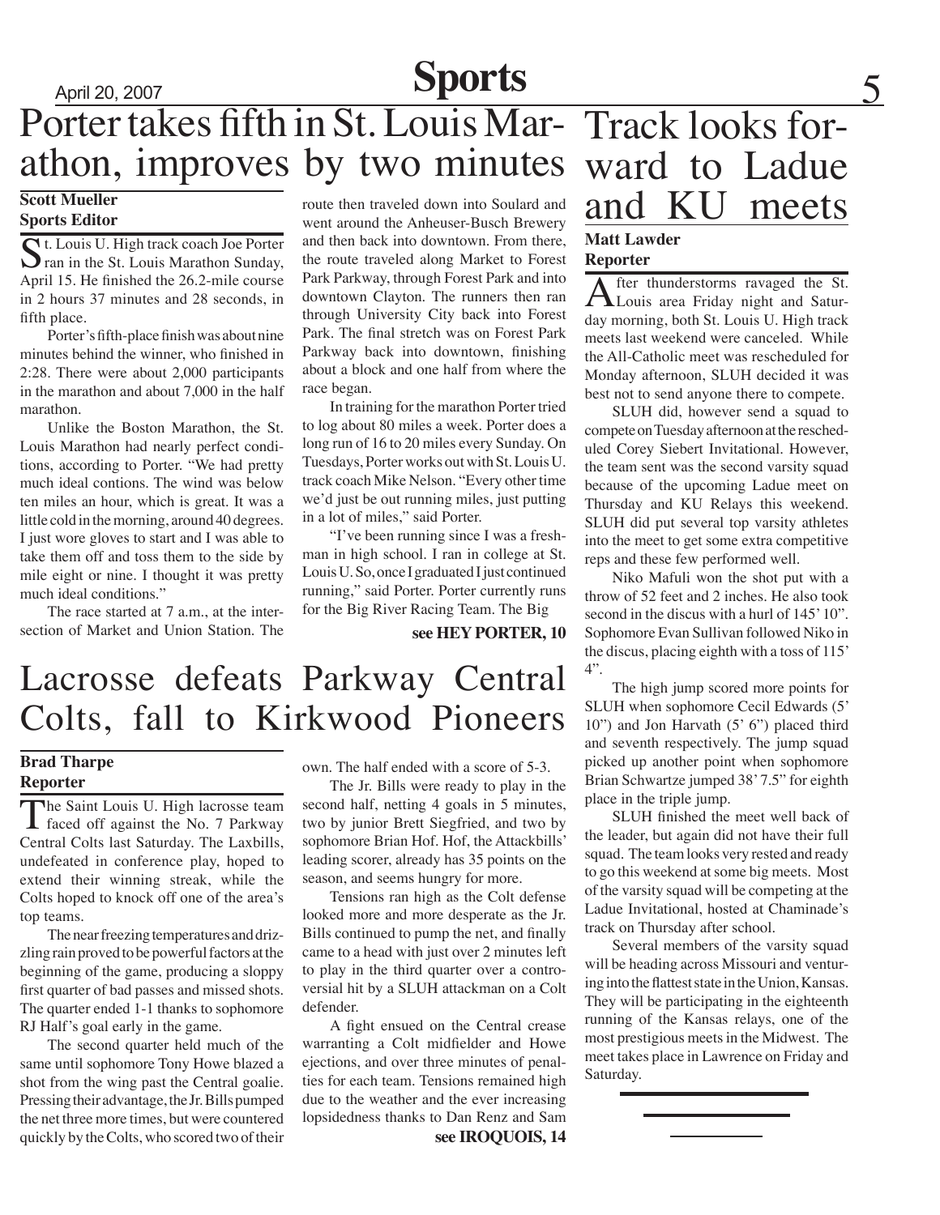# Porter takes fifth in St. Louis Marathon, improves by two minutes

**Scott Mueller**
**Sports Editor**

St. Louis U. High track coach Joe Porter ran in the St. Louis Marathon Sunday, April 15. He finished the 26.2-mile course in 2 hours 37 minutes and 28 seconds, in fifth place.

Porter's fifth-place finish was about nine minutes behind the winner, who finished in 2:28. There were about 2,000 participants in the marathon and about 7,000 in the half marathon.

Unlike the Boston Marathon, the St. Louis Marathon had nearly perfect conditions, according to Porter. "We had pretty much ideal contions. The wind was below ten miles an hour, which is great. It was a little cold in the morning, around 40 degrees. I just wore gloves to start and I was able to take them off and toss them to the side by mile eight or nine. I thought it was pretty much ideal conditions."

The race started at 7 a.m., at the intersection of Market and Union Station. The route then traveled down into Soulard and went around the Anheuser-Busch Brewery and then back into downtown. From there, the route traveled along Market to Forest Park Parkway, through Forest Park and into downtown Clayton. The runners then ran through University City back into Forest Park. The final stretch was on Forest Park Parkway back into downtown, finishing about a block and one half from where the race began.

In training for the marathon Porter tried to log about 80 miles a week. Porter does a long run of 16 to 20 miles every Sunday. On Tuesdays, Porter works out with St. Louis U. track coach Mike Nelson. "Every other time we'd just be out running miles, just putting in a lot of miles," said Porter.

"I've been running since I was a freshman in high school. I ran in college at St. Louis U. So, once I graduated I just continued running," said Porter. Porter currently runs for the Big River Racing Team. The Big

**see HEY PORTER, 10**

# Track looks forward to Ladue and KU meets

**Matt Lawder**
**Reporter**

After thunderstorms ravaged the St. Louis area Friday night and Saturday morning, both St. Louis U. High track meets last weekend were canceled. While the All-Catholic meet was rescheduled for Monday afternoon, SLUH decided it was best not to send anyone there to compete.

SLUH did, however send a squad to compete on Tuesday afternoon at the rescheduled Corey Siebert Invitational. However, the team sent was the second varsity squad because of the upcoming Ladue meet on Thursday and KU Relays this weekend. SLUH did put several top varsity athletes into the meet to get some extra competitive reps and these few performed well.

Niko Mafuli won the shot put with a throw of 52 feet and 2 inches. He also took second in the discus with a hurl of 145' 10". Sophomore Evan Sullivan followed Niko in the discus, placing eighth with a toss of 115' 4".

The high jump scored more points for SLUH when sophomore Cecil Edwards (5' 10") and Jon Harvath (5' 6") placed third and seventh respectively. The jump squad picked up another point when sophomore Brian Schwartze jumped 38' 7.5" for eighth place in the triple jump.

SLUH finished the meet well back of the leader, but again did not have their full squad. The team looks very rested and ready to go this weekend at some big meets. Most of the varsity squad will be competing at the Ladue Invitational, hosted at Chaminade's track on Thursday after school.

Several members of the varsity squad will be heading across Missouri and venturing into the flattest state in the Union, Kansas. They will be participating in the eighteenth running of the Kansas relays, one of the most prestigious meets in the Midwest. The meet takes place in Lawrence on Friday and Saturday.

# Lacrosse defeats Parkway Central Colts, fall to Kirkwood Pioneers

**Brad Tharpe**
**Reporter**

The Saint Louis U. High lacrosse team faced off against the No. 7 Parkway Central Colts last Saturday. The Laxbills, undefeated in conference play, hoped to extend their winning streak, while the Colts hoped to knock off one of the area's top teams.

The near freezing temperatures and drizzling rain proved to be powerful factors at the beginning of the game, producing a sloppy first quarter of bad passes and missed shots. The quarter ended 1-1 thanks to sophomore RJ Half's goal early in the game.

The second quarter held much of the same until sophomore Tony Howe blazed a shot from the wing past the Central goalie. Pressing their advantage, the Jr. Bills pumped the net three more times, but were countered quickly by the Colts, who scored two of their own. The half ended with a score of 5-3.

The Jr. Bills were ready to play in the second half, netting 4 goals in 5 minutes, two by junior Brett Siegfried, and two by sophomore Brian Hof. Hof, the Attackbills' leading scorer, already has 35 points on the season, and seems hungry for more.

Tensions ran high as the Colt defense looked more and more desperate as the Jr. Bills continued to pump the net, and finally came to a head with just over 2 minutes left to play in the third quarter over a controversial hit by a SLUH attackman on a Colt defender.

A fight ensued on the Central crease warranting a Colt midfielder and Howe ejections, and over three minutes of penalties for each team. Tensions remained high due to the weather and the ever increasing lopsidedness thanks to Dan Renz and Sam

**see IROQUOIS, 14**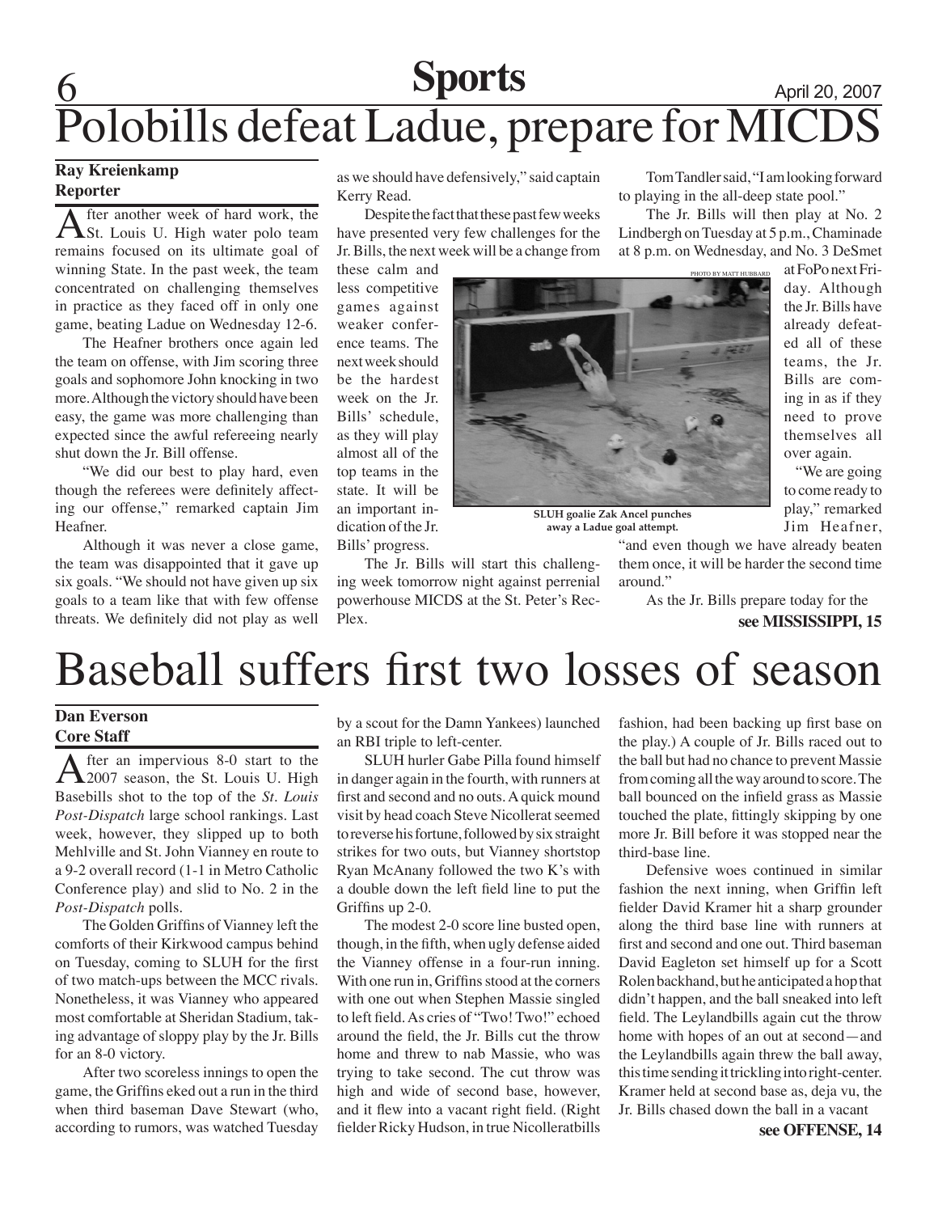# Polobills defeat Ladue, prepare for MICDS

**Ray Kreienkamp**
**Reporter**

After another week of hard work, the St. Louis U. High water polo team remains focused on its ultimate goal of winning State. In the past week, the team concentrated on challenging themselves in practice as they faced off in only one game, beating Ladue on Wednesday 12-6.

The Heafner brothers once again led the team on offense, with Jim scoring three goals and sophomore John knocking in two more. Although the victory should have been easy, the game was more challenging than expected since the awful refereeing nearly shut down the Jr. Bill offense.

"We did our best to play hard, even though the referees were definitely affecting our offense," remarked captain Jim Heafner.

Although it was never a close game, the team was disappointed that it gave up six goals. "We should not have given up six goals to a team like that with few offense threats. We definitely did not play as well as we should have defensively," said captain Kerry Read.

Despite the fact that these past few weeks have presented very few challenges for the Jr. Bills, the next week will be a change from these calm and less competitive games against weaker conference teams. The next week should be the hardest week on the Jr. Bills' schedule, as they will play almost all of the top teams in the state. It will be an important indication of the Jr. Bills' progress.

The Jr. Bills will start this challenging week tomorrow night against perrenial powerhouse MICDS at the St. Peter's Rec-Plex.

PHOTO BY MATT HUBBARD

SLUH goalie Zak Ancel punches away a Ladue goal attempt.

Tom Tandler said, "I am looking forward to playing in the all-deep state pool."

The Jr. Bills will then play at No. 2 Lindbergh on Tuesday at 5 p.m., Chaminade at 8 p.m. on Wednesday, and No. 3 DeSmet at FoPo next Friday. Although the Jr. Bills have already defeated all of these teams, the Jr. Bills are coming in as if they need to prove themselves all over again.

"We are going to come ready to play," remarked Jim Heafner, "and even though we have already beaten them once, it will be harder the second time around."

As the Jr. Bills prepare today for the

**see MISSISSIPPI, 15**

# Baseball suffers first two losses of season

**Dan Everson**
**Core Staff**

After an impervious 8-0 start to the 2007 season, the St. Louis U. High Basebills shot to the top of the *St. Louis Post-Dispatch* large school rankings. Last week, however, they slipped up to both Mehlville and St. John Vianney en route to a 9-2 overall record (1-1 in Metro Catholic Conference play) and slid to No. 2 in the *Post-Dispatch* polls.

The Golden Griffins of Vianney left the comforts of their Kirkwood campus behind on Tuesday, coming to SLUH for the first of two match-ups between the MCC rivals. Nonetheless, it was Vianney who appeared most comfortable at Sheridan Stadium, taking advantage of sloppy play by the Jr. Bills for an 8-0 victory.

After two scoreless innings to open the game, the Griffins eked out a run in the third when third baseman Dave Stewart (who, according to rumors, was watched Tuesday by a scout for the Damn Yankees) launched an RBI triple to left-center.

SLUH hurler Gabe Pilla found himself in danger again in the fourth, with runners at first and second and no outs. A quick mound visit by head coach Steve Nicollerat seemed to reverse his fortune, followed by six straight strikes for two outs, but Vianney shortstop Ryan McAnany followed the two K's with a double down the left field line to put the Griffins up 2-0.

The modest 2-0 score line busted open, though, in the fifth, when ugly defense aided the Vianney offense in a four-run inning. With one run in, Griffins stood at the corners with one out when Stephen Massie singled to left field. As cries of "Two! Two!" echoed around the field, the Jr. Bills cut the throw home and threw to nab Massie, who was trying to take second. The cut throw was high and wide of second base, however, and it flew into a vacant right field. (Right fielder Ricky Hudson, in true Nicolleratbills fashion, had been backing up first base on the play.) A couple of Jr. Bills raced out to the ball but had no chance to prevent Massie from coming all the way around to score. The ball bounced on the infield grass as Massie touched the plate, fittingly skipping by one more Jr. Bill before it was stopped near the third-base line.

Defensive woes continued in similar fashion the next inning, when Griffin left fielder David Kramer hit a sharp grounder along the third base line with runners at first and second and one out. Third baseman David Eagleton set himself up for a Scott Rolen backhand, but he anticipated a hop that didn't happen, and the ball sneaked into left field. The Leylandbills again cut the throw home with hopes of an out at second—and the Leylandbills again threw the ball away, this time sending it trickling into right-center. Kramer held at second base as, deja vu, the Jr. Bills chased down the ball in a vacant

**see OFFENSE, 14**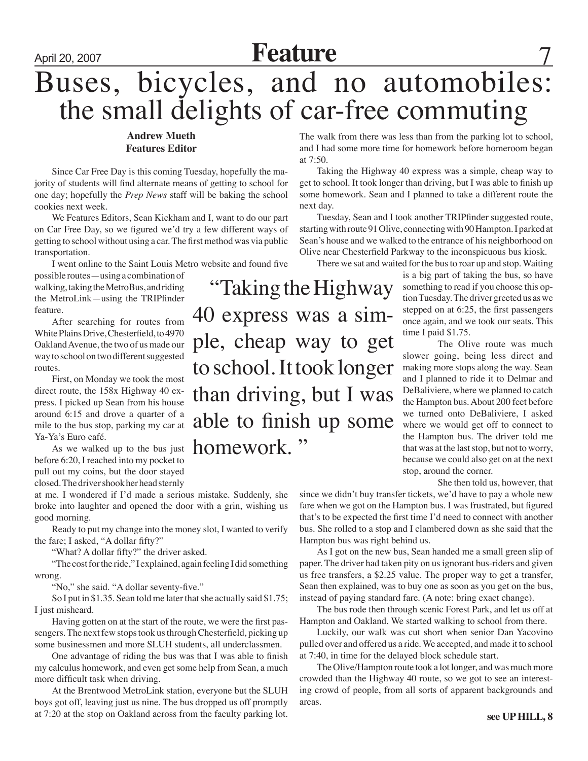# Buses, bicycles, and no automobiles: the small delights of car-free commuting

**Andrew Mueth**
**Features Editor**

Since Car Free Day is this coming Tuesday, hopefully the majority of students will find alternate means of getting to school for one day; hopefully the *Prep News* staff will be baking the school cookies next week.

We Features Editors, Sean Kickham and I, want to do our part on Car Free Day, so we figured we'd try a few different ways of getting to school without using a car. The first method was via public transportation.

I went online to the Saint Louis Metro website and found five possible routes—using a combination of walking, taking the MetroBus, and riding the MetroLink—using the TRIPfinder feature.

After searching for routes from White Plains Drive, Chesterfield, to 4970 Oakland Avenue, the two of us made our way to school on two different suggested routes.

First, on Monday we took the most direct route, the 158x Highway 40 express. I picked up Sean from his house around 6:15 and drove a quarter of a mile to the bus stop, parking my car at Ya-Ya's Euro café.

As we walked up to the bus just before 6:20, I reached into my pocket to pull out my coins, but the door stayed closed. The driver shook her head sternly at me. I wondered if I'd made a serious mistake. Suddenly, she broke into laughter and opened the door with a grin, wishing us good morning.

Ready to put my change into the money slot, I wanted to verify the fare; I asked, "A dollar fifty?"

"What? A dollar fifty?" the driver asked.

"The cost for the ride," I explained, again feeling I did something wrong.

"No," she said. "A dollar seventy-five."

So I put in $1.35. Sean told me later that she actually said $1.75; I just misheard.

Having gotten on at the start of the route, we were the first passengers. The next few stops took us through Chesterfield, picking up some businessmen and more SLUH students, all underclassmen.

One advantage of riding the bus was that I was able to finish my calculus homework, and even get some help from Sean, a much more difficult task when driving.

At the Brentwood MetroLink station, everyone but the SLUH boys got off, leaving just us nine. The bus dropped us off promptly at 7:20 at the stop on Oakland across from the faculty parking lot. The walk from there was less than from the parking lot to school, and I had some more time for homework before homeroom began at 7:50.

Taking the Highway 40 express was a simple, cheap way to get to school. It took longer than driving, but I was able to finish up some homework. Sean and I planned to take a different route the next day.

> "Taking the Highway 40 express was a simple, cheap way to get to school. It took longer than driving, but I was able to finish up some homework."

Tuesday, Sean and I took another TRIPfinder suggested route, starting with route 91 Olive, connecting with 90 Hampton. I parked at Sean's house and we walked to the entrance of his neighborhood on Olive near Chesterfield Parkway to the inconspicuous bus kiosk.

There we sat and waited for the bus to roar up and stop. Waiting is a big part of taking the bus, so have something to read if you choose this option Tuesday. The driver greeted us as we stepped on at 6:25, the first passengers once again, and we took our seats. This time I paid $1.75.

The Olive route was much slower going, being less direct and making more stops along the way. Sean and I planned to ride it to Delmar and DeBaliviere, where we planned to catch the Hampton bus. About 200 feet before we turned onto DeBaliviere, I asked where we would get off to connect to the Hampton bus. The driver told me that was at the last stop, but not to worry, because we could also get on at the next stop, around the corner.

She then told us, however, that since we didn't buy transfer tickets, we'd have to pay a whole new fare when we got on the Hampton bus. I was frustrated, but figured that's to be expected the first time I'd need to connect with another bus. She rolled to a stop and I clambered down as she said that the Hampton bus was right behind us.

As I got on the new bus, Sean handed me a small green slip of paper. The driver had taken pity on us ignorant bus-riders and given us free transfers, a $2.25 value. The proper way to get a transfer, Sean then explained, was to buy one as soon as you get on the bus, instead of paying standard fare. (A note: bring exact change).

The bus rode then through scenic Forest Park, and let us off at Hampton and Oakland. We started walking to school from there.

Luckily, our walk was cut short when senior Dan Yacovino pulled over and offered us a ride. We accepted, and made it to school at 7:40, in time for the delayed block schedule start.

The Olive/Hampton route took a lot longer, and was much more crowded than the Highway 40 route, so we got to see an interesting crowd of people, from all sorts of apparent backgrounds and areas.

**see UP HILL, 8**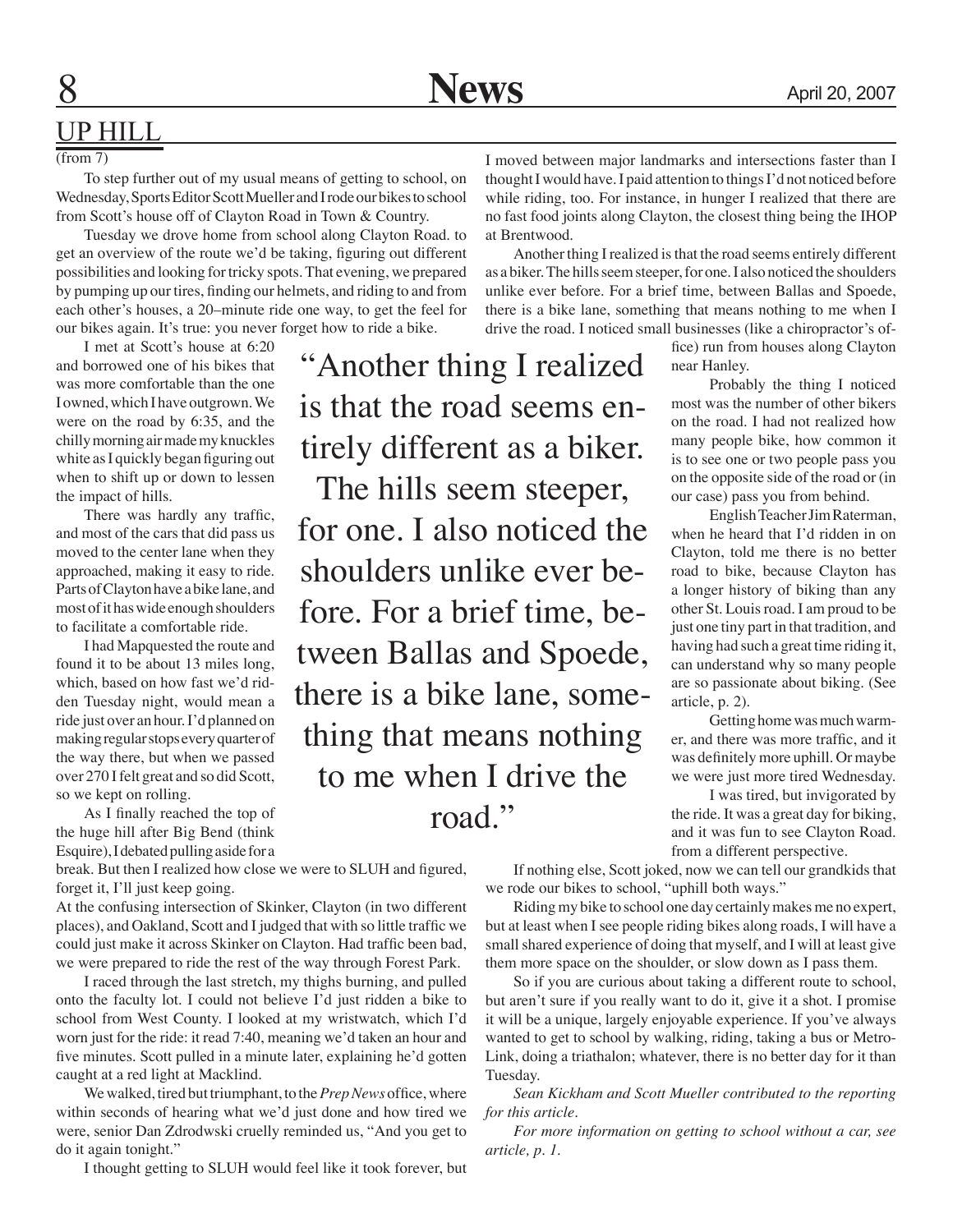## UP HILL

(from 7)

To step further out of my usual means of getting to school, on Wednesday, Sports Editor Scott Mueller and I rode our bikes to school from Scott's house off of Clayton Road in Town & Country.

Tuesday we drove home from school along Clayton Road. to get an overview of the route we'd be taking, figuring out different possibilities and looking for tricky spots. That evening, we prepared by pumping up our tires, finding our helmets, and riding to and from each other's houses, a 20–minute ride one way, to get the feel for our bikes again. It's true: you never forget how to ride a bike.

I met at Scott's house at 6:20 and borrowed one of his bikes that was more comfortable than the one I owned, which I have outgrown. We were on the road by 6:35, and the chilly morning air made my knuckles white as I quickly began figuring out when to shift up or down to lessen the impact of hills.

There was hardly any traffic, and most of the cars that did pass us moved to the center lane when they approached, making it easy to ride. Parts of Clayton have a bike lane, and most of it has wide enough shoulders to facilitate a comfortable ride.

I had Mapquested the route and found it to be about 13 miles long, which, based on how fast we'd ridden Tuesday night, would mean a ride just over an hour. I'd planned on making regular stops every quarter of the way there, but when we passed over 270 I felt great and so did Scott, so we kept on rolling.

As I finally reached the top of the huge hill after Big Bend (think Esquire), I debated pulling aside for a break. But then I realized how close we were to SLUH and figured, forget it, I'll just keep going.

At the confusing intersection of Skinker, Clayton (in two different places), and Oakland, Scott and I judged that with so little traffic we could just make it across Skinker on Clayton. Had traffic been bad, we were prepared to ride the rest of the way through Forest Park.

I raced through the last stretch, my thighs burning, and pulled onto the faculty lot. I could not believe I'd just ridden a bike to school from West County. I looked at my wristwatch, which I'd worn just for the ride: it read 7:40, meaning we'd taken an hour and five minutes. Scott pulled in a minute later, explaining he'd gotten caught at a red light at Macklind.

We walked, tired but triumphant, to the *Prep News* office, where within seconds of hearing what we'd just done and how tired we were, senior Dan Zdrodwski cruelly reminded us, "And you get to do it again tonight."

I thought getting to SLUH would feel like it took forever, but I moved between major landmarks and intersections faster than I thought I would have. I paid attention to things I'd not noticed before while riding, too. For instance, in hunger I realized that there are no fast food joints along Clayton, the closest thing being the IHOP at Brentwood.

Another thing I realized is that the road seems entirely different as a biker. The hills seem steeper, for one. I also noticed the shoulders unlike ever before. For a brief time, between Ballas and Spoede, there is a bike lane, something that means nothing to me when I drive the road. I noticed small businesses (like a chiropractor's office) run from houses along Clayton near Hanley.

> "Another thing I realized is that the road seems entirely different as a biker. The hills seem steeper, for one. I also noticed the shoulders unlike ever before. For a brief time, between Ballas and Spoede, there is a bike lane, something that means nothing to me when I drive the road."

Probably the thing I noticed most was the number of other bikers on the road. I had not realized how many people bike, how common it is to see one or two people pass you on the opposite side of the road or (in our case) pass you from behind.

English Teacher Jim Raterman, when he heard that I'd ridden in on Clayton, told me there is no better road to bike, because Clayton has a longer history of biking than any other St. Louis road. I am proud to be just one tiny part in that tradition, and having had such a great time riding it, can understand why so many people are so passionate about biking. (See article, p. 2).

Getting home was much warmer, and there was more traffic, and it was definitely more uphill. Or maybe we were just more tired Wednesday.

I was tired, but invigorated by the ride. It was a great day for biking, and it was fun to see Clayton Road. from a different perspective.

If nothing else, Scott joked, now we can tell our grandkids that we rode our bikes to school, "uphill both ways."

Riding my bike to school one day certainly makes me no expert, but at least when I see people riding bikes along roads, I will have a small shared experience of doing that myself, and I will at least give them more space on the shoulder, or slow down as I pass them.

So if you are curious about taking a different route to school, but aren't sure if you really want to do it, give it a shot. I promise it will be a unique, largely enjoyable experience. If you've always wanted to get to school by walking, riding, taking a bus or MetroLink, doing a triathalon; whatever, there is no better day for it than Tuesday.

*Sean Kickham and Scott Mueller contributed to the reporting for this article.*

*For more information on getting to school without a car, see article, p. 1.*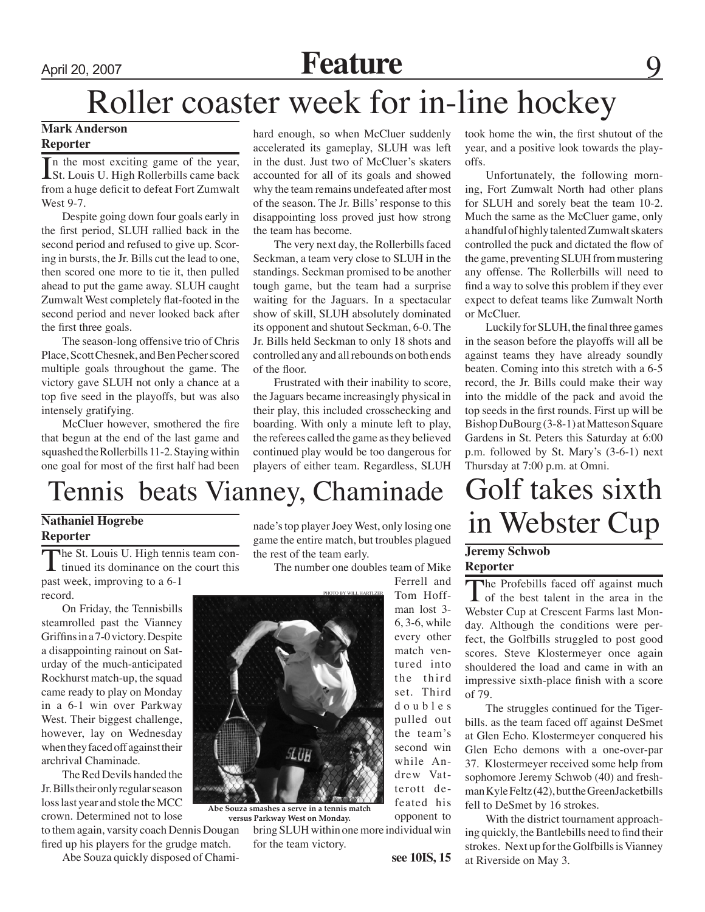# Roller coaster week for in-line hockey

**Mark Anderson**
**Reporter**

In the most exciting game of the year, St. Louis U. High Rollerbills came back from a huge deficit to defeat Fort Zumwalt West 9-7.

Despite going down four goals early in the first period, SLUH rallied back in the second period and refused to give up. Scoring in bursts, the Jr. Bills cut the lead to one, then scored one more to tie it, then pulled ahead to put the game away. SLUH caught Zumwalt West completely flat-footed in the second period and never looked back after the first three goals.

The season-long offensive trio of Chris Place, Scott Chesnek, and Ben Pecher scored multiple goals throughout the game. The victory gave SLUH not only a chance at a top five seed in the playoffs, but was also intensely gratifying.

McCluer however, smothered the fire that begun at the end of the last game and squashed the Rollerbills 11-2. Staying within one goal for most of the first half had been hard enough, so when McCluer suddenly accelerated its gameplay, SLUH was left in the dust. Just two of McCluer's skaters accounted for all of its goals and showed why the team remains undefeated after most of the season. The Jr. Bills' response to this disappointing loss proved just how strong the team has become.

The very next day, the Rollerbills faced Seckman, a team very close to SLUH in the standings. Seckman promised to be another tough game, but the team had a surprise waiting for the Jaguars. In a spectacular show of skill, SLUH absolutely dominated its opponent and shutout Seckman, 6-0. The Jr. Bills held Seckman to only 18 shots and controlled any and all rebounds on both ends of the floor.

Frustrated with their inability to score, the Jaguars became increasingly physical in their play, this included crosschecking and boarding. With only a minute left to play, the referees called the game as they believed continued play would be too dangerous for players of either team. Regardless, SLUH took home the win, the first shutout of the year, and a positive look towards the playoffs.

Unfortunately, the following morning, Fort Zumwalt North had other plans for SLUH and sorely beat the team 10-2. Much the same as the McCluer game, only a handful of highly talented Zumwalt skaters controlled the puck and dictated the flow of the game, preventing SLUH from mustering any offense. The Rollerbills will need to find a way to solve this problem if they ever expect to defeat teams like Zumwalt North or McCluer.

Luckily for SLUH, the final three games in the season before the playoffs will all be against teams they have already soundly beaten. Coming into this stretch with a 6-5 record, the Jr. Bills could make their way into the middle of the pack and avoid the top seeds in the first rounds. First up will be Bishop DuBourg (3-8-1) at Matteson Square Gardens in St. Peters this Saturday at 6:00 p.m. followed by St. Mary's (3-6-1) next Thursday at 7:00 p.m. at Omni.

# Tennis beats Vianney, Chaminade

**Nathaniel Hogrebe**
**Reporter**

The St. Louis U. High tennis team continued its dominance on the court this past week, improving to a 6-1 record.

On Friday, the Tennisbills steamrolled past the Vianney Griffins in a 7-0 victory. Despite a disappointing rainout on Saturday of the much-anticipated Rockhurst match-up, the squad came ready to play on Monday in a 6-1 win over Parkway West. Their biggest challenge, however, lay on Wednesday when they faced off against their archrival Chaminade.

The Red Devils handed the Jr. Bills their only regular season loss last year and stole the MCC crown. Determined not to lose to them again, varsity coach Dennis Dougan fired up his players for the grudge match.

Abe Souza quickly disposed of Chaminade's top player Joey West, only losing one game the entire match, but troubles plagued the rest of the team early.

The number one doubles team of Mike Ferrell and Tom Hoffman lost 3-6, 3-6, while every other match ventured into the third set. Third doubles pulled out the team's second win while Andrew Vatterott defeated his opponent to bring SLUH within one more individual win for the team victory.

PHOTO BY WILL HARTLZER

Abe Souza smashes a serve in a tennis match versus Parkway West on Monday.

**see 10IS, 15**

# Golf takes sixth in Webster Cup

**Jeremy Schwob**
**Reporter**

The Profebills faced off against much of the best talent in the area in the Webster Cup at Crescent Farms last Monday. Although the conditions were perfect, the Golfbills struggled to post good scores. Steve Klostermeyer once again shouldered the load and came in with an impressive sixth-place finish with a score of 79.

The struggles continued for the Tigerbills. as the team faced off against DeSmet at Glen Echo. Klostermeyer conquered his Glen Echo demons with a one-over-par 37. Klostermeyer received some help from sophomore Jeremy Schwob (40) and freshman Kyle Feltz (42), but the GreenJacketbills fell to DeSmet by 16 strokes.

With the district tournament approaching quickly, the Bantlebills need to find their strokes. Next up for the Golfbills is Vianney at Riverside on May 3.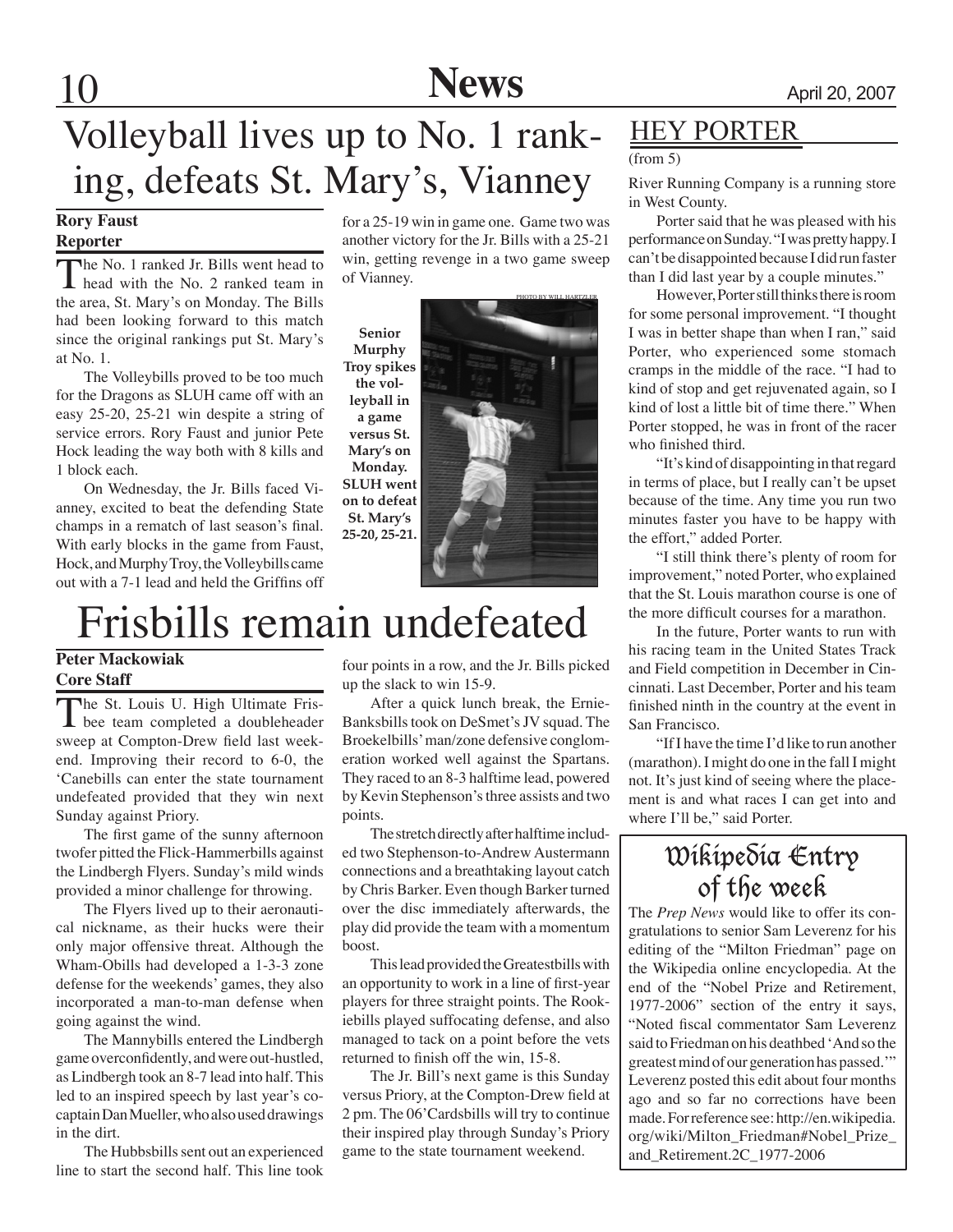# Volleyball lives up to No. 1 ranking, defeats St. Mary's, Vianney

**Rory Faust**
**Reporter**

The No. 1 ranked Jr. Bills went head to head with the No. 2 ranked team in the area, St. Mary's on Monday. The Bills had been looking forward to this match since the original rankings put St. Mary's at No. 1.

The Volleybills proved to be too much for the Dragons as SLUH came off with an easy 25-20, 25-21 win despite a string of service errors. Rory Faust and junior Pete Hock leading the way both with 8 kills and 1 block each.

On Wednesday, the Jr. Bills faced Vianney, excited to beat the defending State champs in a rematch of last season's final. With early blocks in the game from Faust, Hock, and Murphy Troy, the Volleybills came out with a 7-1 lead and held the Griffins off for a 25-19 win in game one. Game two was another victory for the Jr. Bills with a 25-21 win, getting revenge in a two game sweep of Vianney.

PHOTO BY WILL HARTZLER

**Senior Murphy Troy spikes the volleyball in a game versus St. Mary's on Monday. SLUH went on to defeat St. Mary's 25-20, 25-21.**

# Frisbills remain undefeated

**Peter Mackowiak**
**Core Staff**

The St. Louis U. High Ultimate Frisbee team completed a doubleheader sweep at Compton-Drew field last weekend. Improving their record to 6-0, the 'Canebills can enter the state tournament undefeated provided that they win next Sunday against Priory.

The first game of the sunny afternoon twofer pitted the Flick-Hammerbills against the Lindbergh Flyers. Sunday's mild winds provided a minor challenge for throwing.

The Flyers lived up to their aeronautical nickname, as their hucks were their only major offensive threat. Although the Wham-Obills had developed a 1-3-3 zone defense for the weekends' games, they also incorporated a man-to-man defense when going against the wind.

The Mannybills entered the Lindbergh game overconfidently, and were out-hustled, as Lindbergh took an 8-7 lead into half. This led to an inspired speech by last year's co-captain Dan Mueller, who also used drawings in the dirt.

The Hubbsbills sent out an experienced line to start the second half. This line took four points in a row, and the Jr. Bills picked up the slack to win 15-9.

After a quick lunch break, the Ernie-Banksbills took on DeSmet's JV squad. The Broekelbills' man/zone defensive conglomeration worked well against the Spartans. They raced to an 8-3 halftime lead, powered by Kevin Stephenson's three assists and two points.

The stretch directly after halftime included two Stephenson-to-Andrew Austermann connections and a breathtaking layout catch by Chris Barker. Even though Barker turned over the disc immediately afterwards, the play did provide the team with a momentum boost.

This lead provided the Greatestbills with an opportunity to work in a line of first-year players for three straight points. The Rookiebills played suffocating defense, and also managed to tack on a point before the vets returned to finish off the win, 15-8.

The Jr. Bill's next game is this Sunday versus Priory, at the Compton-Drew field at 2 pm. The 06'Cardsbills will try to continue their inspired play through Sunday's Priory game to the state tournament weekend.

## HEY PORTER

(from 5)

River Running Company is a running store in West County.

Porter said that he was pleased with his performance on Sunday. "I was pretty happy. I can't be disappointed because I did run faster than I did last year by a couple minutes."

However, Porter still thinks there is room for some personal improvement. "I thought I was in better shape than when I ran," said Porter, who experienced some stomach cramps in the middle of the race. "I had to kind of stop and get rejuvenated again, so I kind of lost a little bit of time there." When Porter stopped, he was in front of the racer who finished third.

"It's kind of disappointing in that regard in terms of place, but I really can't be upset because of the time. Any time you run two minutes faster you have to be happy with the effort," added Porter.

"I still think there's plenty of room for improvement," noted Porter, who explained that the St. Louis marathon course is one of the more difficult courses for a marathon.

In the future, Porter wants to run with his racing team in the United States Track and Field competition in December in Cincinnati. Last December, Porter and his team finished ninth in the country at the event in San Francisco.

"If I have the time I'd like to run another (marathon). I might do one in the fall I might not. It's just kind of seeing where the placement is and what races I can get into and where I'll be," said Porter.

## Wikipedia Entry of the week

The *Prep News* would like to offer its congratulations to senior Sam Leverenz for his editing of the "Milton Friedman" page on the Wikipedia online encyclopedia. At the end of the "Nobel Prize and Retirement, 1977-2006" section of the entry it says, "Noted fiscal commentator Sam Leverenz said to Friedman on his deathbed 'And so the greatest mind of our generation has passed.'" Leverenz posted this edit about four months ago and so far no corrections have been made. For reference see: http://en.wikipedia.org/wiki/Milton_Friedman#Nobel_Prize_and_Retirement.2C_1977-2006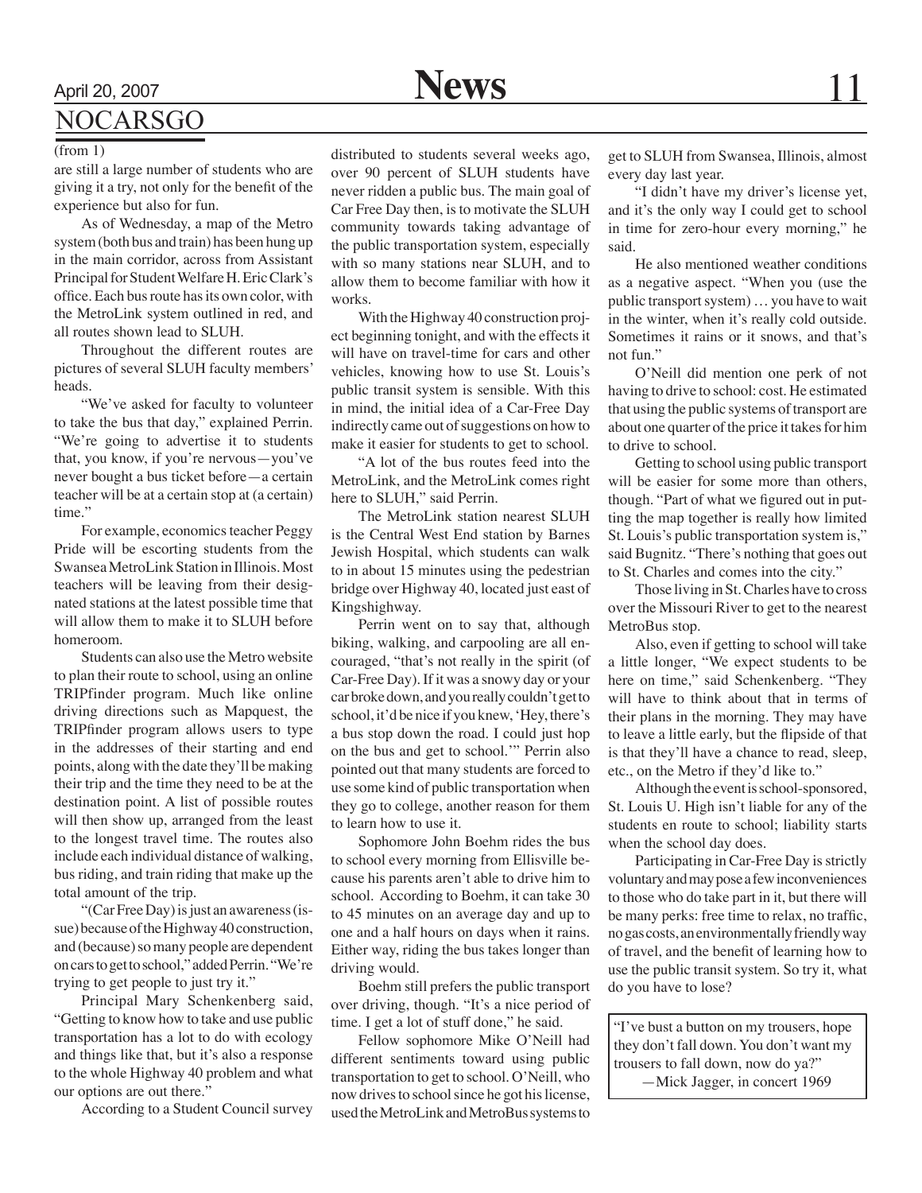## NOCARSGO

(from 1)

are still a large number of students who are giving it a try, not only for the benefit of the experience but also for fun.

As of Wednesday, a map of the Metro system (both bus and train) has been hung up in the main corridor, across from Assistant Principal for Student Welfare H. Eric Clark's office. Each bus route has its own color, with the MetroLink system outlined in red, and all routes shown lead to SLUH.

Throughout the different routes are pictures of several SLUH faculty members' heads.

"We've asked for faculty to volunteer to take the bus that day," explained Perrin. "We're going to advertise it to students that, you know, if you're nervous—you've never bought a bus ticket before—a certain teacher will be at a certain stop at (a certain) time."

For example, economics teacher Peggy Pride will be escorting students from the Swansea MetroLink Station in Illinois. Most teachers will be leaving from their designated stations at the latest possible time that will allow them to make it to SLUH before homeroom.

Students can also use the Metro website to plan their route to school, using an online TRIPfinder program. Much like online driving directions such as Mapquest, the TRIPfinder program allows users to type in the addresses of their starting and end points, along with the date they'll be making their trip and the time they need to be at the destination point. A list of possible routes will then show up, arranged from the least to the longest travel time. The routes also include each individual distance of walking, bus riding, and train riding that make up the total amount of the trip.

"(Car Free Day) is just an awareness (issue) because of the Highway 40 construction, and (because) so many people are dependent on cars to get to school," added Perrin. "We're trying to get people to just try it."

Principal Mary Schenkenberg said, "Getting to know how to take and use public transportation has a lot to do with ecology and things like that, but it's also a response to the whole Highway 40 problem and what our options are out there."

According to a Student Council survey distributed to students several weeks ago, over 90 percent of SLUH students have never ridden a public bus. The main goal of Car Free Day then, is to motivate the SLUH community towards taking advantage of the public transportation system, especially with so many stations near SLUH, and to allow them to become familiar with how it works.

With the Highway 40 construction project beginning tonight, and with the effects it will have on travel-time for cars and other vehicles, knowing how to use St. Louis's public transit system is sensible. With this in mind, the initial idea of a Car-Free Day indirectly came out of suggestions on how to make it easier for students to get to school.

"A lot of the bus routes feed into the MetroLink, and the MetroLink comes right here to SLUH," said Perrin.

The MetroLink station nearest SLUH is the Central West End station by Barnes Jewish Hospital, which students can walk to in about 15 minutes using the pedestrian bridge over Highway 40, located just east of Kingshighway.

Perrin went on to say that, although biking, walking, and carpooling are all encouraged, "that's not really in the spirit (of Car-Free Day). If it was a snowy day or your car broke down, and you really couldn't get to school, it'd be nice if you knew, 'Hey, there's a bus stop down the road. I could just hop on the bus and get to school.'" Perrin also pointed out that many students are forced to use some kind of public transportation when they go to college, another reason for them to learn how to use it.

Sophomore John Boehm rides the bus to school every morning from Ellisville because his parents aren't able to drive him to school. According to Boehm, it can take 30 to 45 minutes on an average day and up to one and a half hours on days when it rains. Either way, riding the bus takes longer than driving would.

Boehm still prefers the public transport over driving, though. "It's a nice period of time. I get a lot of stuff done," he said.

Fellow sophomore Mike O'Neill had different sentiments toward using public transportation to get to school. O'Neill, who now drives to school since he got his license, used the MetroLink and MetroBus systems to get to SLUH from Swansea, Illinois, almost every day last year.

"I didn't have my driver's license yet, and it's the only way I could get to school in time for zero-hour every morning," he said.

He also mentioned weather conditions as a negative aspect. "When you (use the public transport system) … you have to wait in the winter, when it's really cold outside. Sometimes it rains or it snows, and that's not fun."

O'Neill did mention one perk of not having to drive to school: cost. He estimated that using the public systems of transport are about one quarter of the price it takes for him to drive to school.

Getting to school using public transport will be easier for some more than others, though. "Part of what we figured out in putting the map together is really how limited St. Louis's public transportation system is," said Bugnitz. "There's nothing that goes out to St. Charles and comes into the city."

Those living in St. Charles have to cross over the Missouri River to get to the nearest MetroBus stop.

Also, even if getting to school will take a little longer, "We expect students to be here on time," said Schenkenberg. "They will have to think about that in terms of their plans in the morning. They may have to leave a little early, but the flipside of that is that they'll have a chance to read, sleep, etc., on the Metro if they'd like to."

Although the event is school-sponsored, St. Louis U. High isn't liable for any of the students en route to school; liability starts when the school day does.

Participating in Car-Free Day is strictly voluntary and may pose a few inconveniences to those who do take part in it, but there will be many perks: free time to relax, no traffic, no gas costs, an environmentally friendly way of travel, and the benefit of learning how to use the public transit system. So try it, what do you have to lose?

---

"I've bust a button on my trousers, hope they don't fall down. You don't want my trousers to fall down, now do ya?"

—Mick Jagger, in concert 1969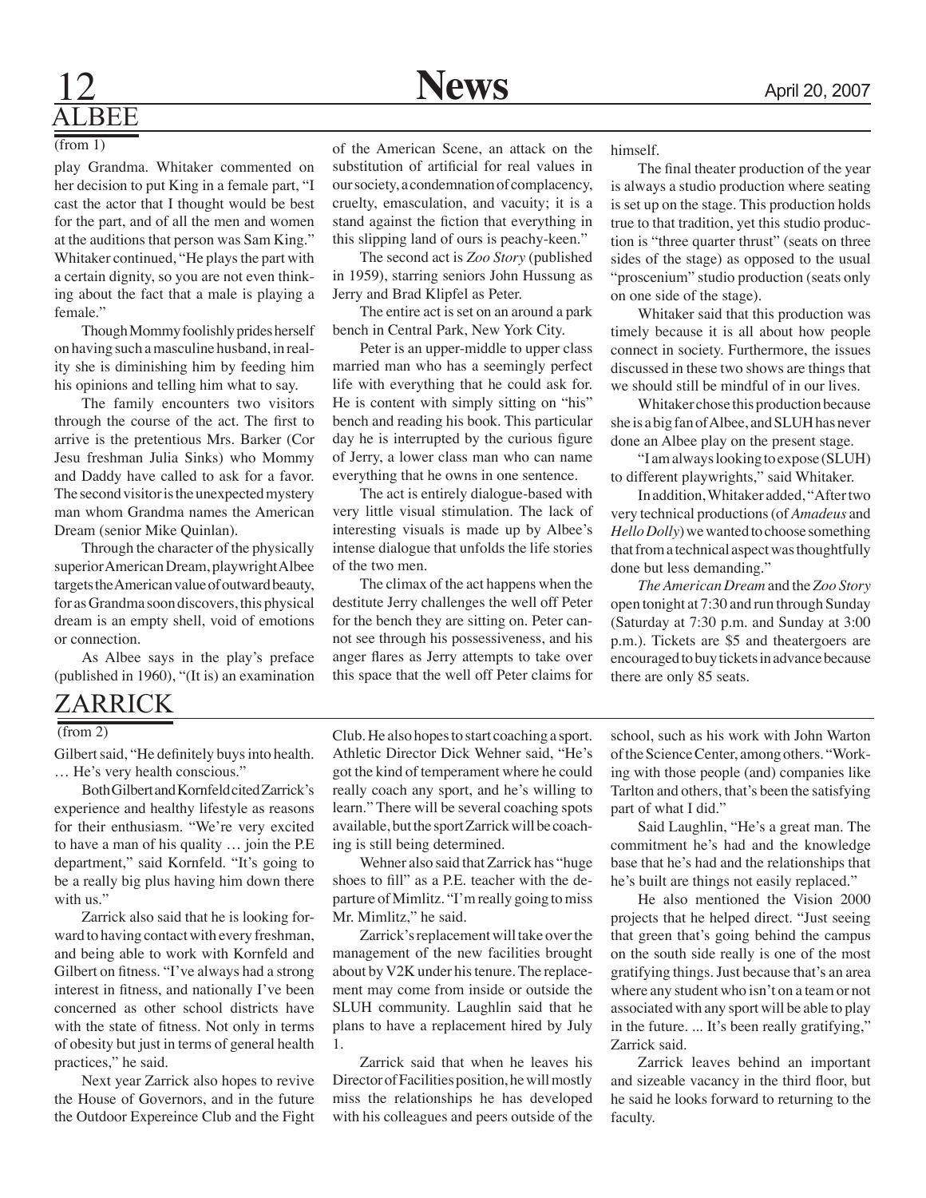## ALBEE

(from 1)

play Grandma. Whitaker commented on her decision to put King in a female part, "I cast the actor that I thought would be best for the part, and of all the men and women at the auditions that person was Sam King." Whitaker continued, "He plays the part with a certain dignity, so you are not even thinking about the fact that a male is playing a female."

Though Mommy foolishly prides herself on having such a masculine husband, in reality she is diminishing him by feeding him his opinions and telling him what to say.

The family encounters two visitors through the course of the act. The first to arrive is the pretentious Mrs. Barker (Cor Jesu freshman Julia Sinks) who Mommy and Daddy have called to ask for a favor. The second visitor is the unexpected mystery man whom Grandma names the American Dream (senior Mike Quinlan).

Through the character of the physically superior American Dream, playwright Albee targets the American value of outward beauty, for as Grandma soon discovers, this physical dream is an empty shell, void of emotions or connection.

As Albee says in the play's preface (published in 1960), "(It is) an examination of the American Scene, an attack on the substitution of artificial for real values in our society, a condemnation of complacency, cruelty, emasculation, and vacuity; it is a stand against the fiction that everything in this slipping land of ours is peachy-keen."

The second act is *Zoo Story* (published in 1959), starring seniors John Hussung as Jerry and Brad Klipfel as Peter.

The entire act is set on an around a park bench in Central Park, New York City.

Peter is an upper-middle to upper class married man who has a seemingly perfect life with everything that he could ask for. He is content with simply sitting on "his" bench and reading his book. This particular day he is interrupted by the curious figure of Jerry, a lower class man who can name everything that he owns in one sentence.

The act is entirely dialogue-based with very little visual stimulation. The lack of interesting visuals is made up by Albee's intense dialogue that unfolds the life stories of the two men.

The climax of the act happens when the destitute Jerry challenges the well off Peter for the bench they are sitting on. Peter cannot see through his possessiveness, and his anger flares as Jerry attempts to take over this space that the well off Peter claims for himself.

The final theater production of the year is always a studio production where seating is set up on the stage. This production holds true to that tradition, yet this studio production is "three quarter thrust" (seats on three sides of the stage) as opposed to the usual "proscenium" studio production (seats only on one side of the stage).

Whitaker said that this production was timely because it is all about how people connect in society. Furthermore, the issues discussed in these two shows are things that we should still be mindful of in our lives.

Whitaker chose this production because she is a big fan of Albee, and SLUH has never done an Albee play on the present stage.

"I am always looking to expose (SLUH) to different playwrights," said Whitaker.

In addition, Whitaker added, "After two very technical productions (of *Amadeus* and *Hello Dolly*) we wanted to choose something that from a technical aspect was thoughtfully done but less demanding."

*The American Dream* and the *Zoo Story* open tonight at 7:30 and run through Sunday (Saturday at 7:30 p.m. and Sunday at 3:00 p.m.). Tickets are $5 and theatergoers are encouraged to buy tickets in advance because there are only 85 seats.

## ZARRICK

(from 2)

Gilbert said, "He definitely buys into health. … He's very health conscious."

Both Gilbert and Kornfeld cited Zarrick's experience and healthy lifestyle as reasons for their enthusiasm. "We're very excited to have a man of his quality … join the P.E department," said Kornfeld. "It's going to be a really big plus having him down there with us."

Zarrick also said that he is looking forward to having contact with every freshman, and being able to work with Kornfeld and Gilbert on fitness. "I've always had a strong interest in fitness, and nationally I've been concerned as other school districts have with the state of fitness. Not only in terms of obesity but just in terms of general health practices," he said.

Next year Zarrick also hopes to revive the House of Governors, and in the future the Outdoor Expereince Club and the Fight Club. He also hopes to start coaching a sport. Athletic Director Dick Wehner said, "He's got the kind of temperament where he could really coach any sport, and he's willing to learn." There will be several coaching spots available, but the sport Zarrick will be coaching is still being determined.

Wehner also said that Zarrick has "huge shoes to fill" as a P.E. teacher with the departure of Mimlitz. "I'm really going to miss Mr. Mimlitz," he said.

Zarrick's replacement will take over the management of the new facilities brought about by V2K under his tenure. The replacement may come from inside or outside the SLUH community. Laughlin said that he plans to have a replacement hired by July 1.

Zarrick said that when he leaves his Director of Facilities position, he will mostly miss the relationships he has developed with his colleagues and peers outside of the school, such as his work with John Warton of the Science Center, among others. "Working with those people (and) companies like Tarlton and others, that's been the satisfying part of what I did."

Said Laughlin, "He's a great man. The commitment he's had and the knowledge base that he's had and the relationships that he's built are things not easily replaced."

He also mentioned the Vision 2000 projects that he helped direct. "Just seeing that green that's going behind the campus on the south side really is one of the most gratifying things. Just because that's an area where any student who isn't on a team or not associated with any sport will be able to play in the future. ... It's been really gratifying," Zarrick said.

Zarrick leaves behind an important and sizeable vacancy in the third floor, but he said he looks forward to returning to the faculty.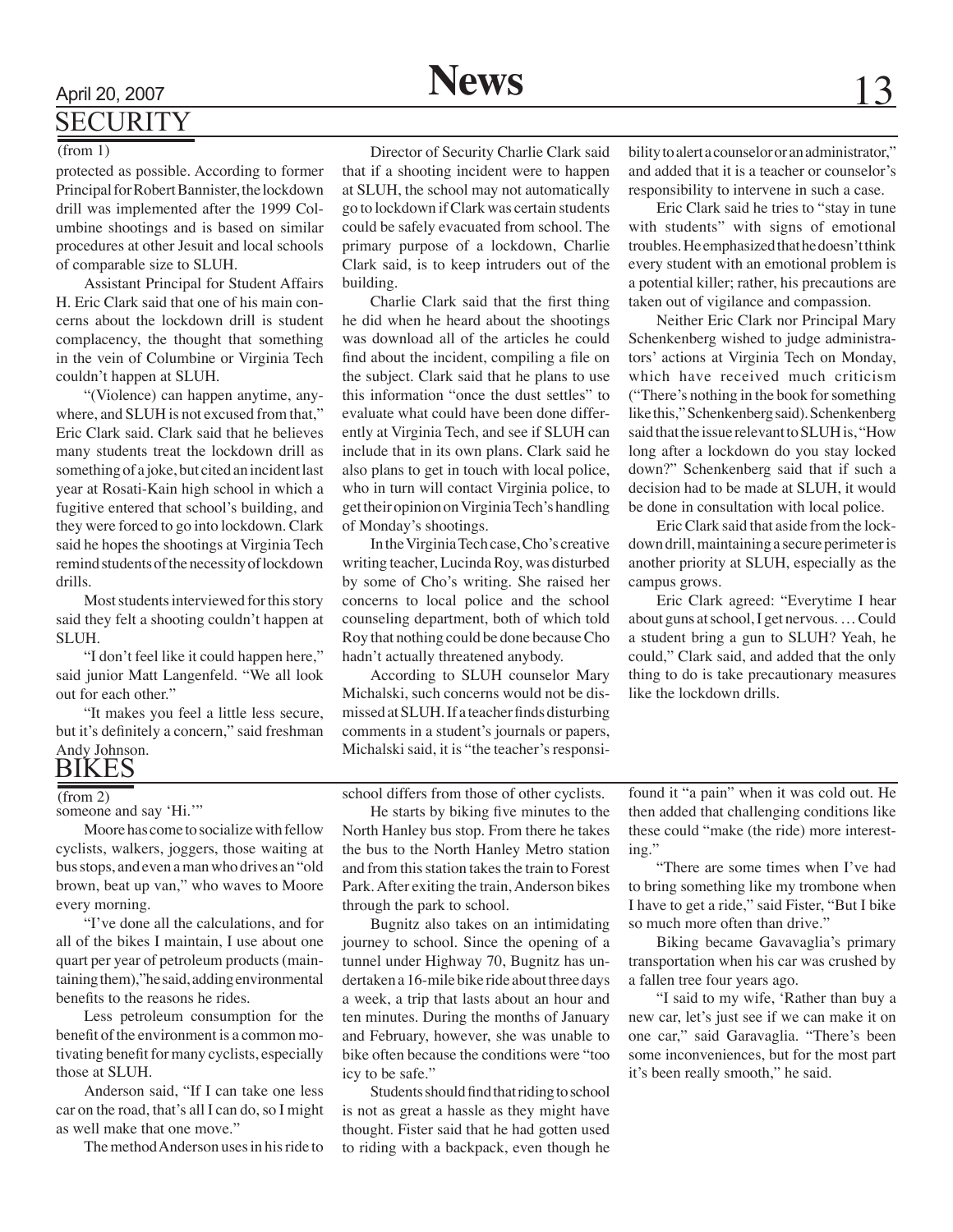## SECURITY

(from 1)

protected as possible. According to former Principal for Robert Bannister, the lockdown drill was implemented after the 1999 Columbine shootings and is based on similar procedures at other Jesuit and local schools of comparable size to SLUH.

Assistant Principal for Student Affairs H. Eric Clark said that one of his main concerns about the lockdown drill is student complacency, the thought that something in the vein of Columbine or Virginia Tech couldn't happen at SLUH.

"(Violence) can happen anytime, anywhere, and SLUH is not excused from that," Eric Clark said. Clark said that he believes many students treat the lockdown drill as something of a joke, but cited an incident last year at Rosati-Kain high school in which a fugitive entered that school's building, and they were forced to go into lockdown. Clark said he hopes the shootings at Virginia Tech remind students of the necessity of lockdown drills.

Most students interviewed for this story said they felt a shooting couldn't happen at SLUH.

"I don't feel like it could happen here," said junior Matt Langenfeld. "We all look out for each other."

"It makes you feel a little less secure, but it's definitely a concern," said freshman Andy Johnson.

Director of Security Charlie Clark said that if a shooting incident were to happen at SLUH, the school may not automatically go to lockdown if Clark was certain students could be safely evacuated from school. The primary purpose of a lockdown, Charlie Clark said, is to keep intruders out of the building.

Charlie Clark said that the first thing he did when he heard about the shootings was download all of the articles he could find about the incident, compiling a file on the subject. Clark said that he plans to use this information "once the dust settles" to evaluate what could have been done differently at Virginia Tech, and see if SLUH can include that in its own plans. Clark said he also plans to get in touch with local police, who in turn will contact Virginia police, to get their opinion on Virginia Tech's handling of Monday's shootings.

In the Virginia Tech case, Cho's creative writing teacher, Lucinda Roy, was disturbed by some of Cho's writing. She raised her concerns to local police and the school counseling department, both of which told Roy that nothing could be done because Cho hadn't actually threatened anybody.

According to SLUH counselor Mary Michalski, such concerns would not be dismissed at SLUH. If a teacher finds disturbing comments in a student's journals or papers, Michalski said, it is "the teacher's responsibility to alert a counselor or an administrator," and added that it is a teacher or counselor's responsibility to intervene in such a case.

Eric Clark said he tries to "stay in tune with students" with signs of emotional troubles. He emphasized that he doesn't think every student with an emotional problem is a potential killer; rather, his precautions are taken out of vigilance and compassion.

Neither Eric Clark nor Principal Mary Schenkenberg wished to judge administrators' actions at Virginia Tech on Monday, which have received much criticism ("There's nothing in the book for something like this," Schenkenberg said). Schenkenberg said that the issue relevant to SLUH is, "How long after a lockdown do you stay locked down?" Schenkenberg said that if such a decision had to be made at SLUH, it would be done in consultation with local police.

Eric Clark said that aside from the lockdown drill, maintaining a secure perimeter is another priority at SLUH, especially as the campus grows.

Eric Clark agreed: "Everytime I hear about guns at school, I get nervous. … Could a student bring a gun to SLUH? Yeah, he could," Clark said, and added that the only thing to do is take precautionary measures like the lockdown drills.

## BIKES

(from 2)

someone and say 'Hi.'"

Moore has come to socialize with fellow cyclists, walkers, joggers, those waiting at bus stops, and even a man who drives an "old brown, beat up van," who waves to Moore every morning.

"I've done all the calculations, and for all of the bikes I maintain, I use about one quart per year of petroleum products (maintaining them),"he said, adding environmental benefits to the reasons he rides.

Less petroleum consumption for the benefit of the environment is a common motivating benefit for many cyclists, especially those at SLUH.

Anderson said, "If I can take one less car on the road, that's all I can do, so I might as well make that one move."

The method Anderson uses in his ride to school differs from those of other cyclists.

He starts by biking five minutes to the North Hanley bus stop. From there he takes the bus to the North Hanley Metro station and from this station takes the train to Forest Park. After exiting the train, Anderson bikes through the park to school.

Bugnitz also takes on an intimidating journey to school. Since the opening of a tunnel under Highway 70, Bugnitz has undertaken a 16-mile bike ride about three days a week, a trip that lasts about an hour and ten minutes. During the months of January and February, however, she was unable to bike often because the conditions were "too icy to be safe."

Students should find that riding to school is not as great a hassle as they might have thought. Fister said that he had gotten used to riding with a backpack, even though he found it "a pain" when it was cold out. He then added that challenging conditions like these could "make (the ride) more interesting."

"There are some times when I've had to bring something like my trombone when I have to get a ride," said Fister, "But I bike so much more often than drive."

Biking became Gavavaglia's primary transportation when his car was crushed by a fallen tree four years ago.

"I said to my wife, 'Rather than buy a new car, let's just see if we can make it on one car,'" said Garavaglia. "There's been some inconveniences, but for the most part it's been really smooth," he said.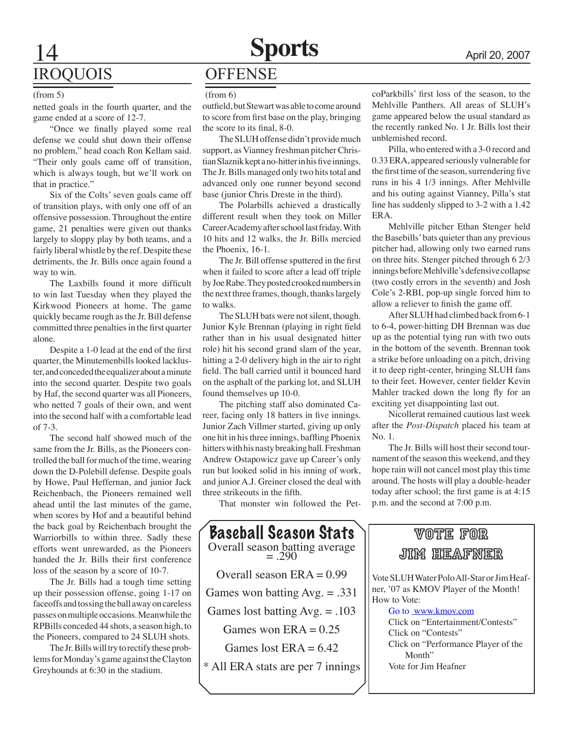## IROQUOIS

(from 5)

netted goals in the fourth quarter, and the game ended at a score of 12-7.

"Once we finally played some real defense we could shut down their offense no problem," head coach Ron Kellam said. "Their only goals came off of transition, which is always tough, but we'll work on that in practice."

Six of the Colts' seven goals came off of transition plays, with only one off of an offensive possession. Throughout the entire game, 21 penalties were given out thanks largely to sloppy play by both teams, and a fairly liberal whistle by the ref. Despite these detriments, the Jr. Bills once again found a way to win.

The Laxbills found it more difficult to win last Tuesday when they played the Kirkwood Pioneers at home. The game quickly became rough as the Jr. Bill defense committed three penalties in the first quarter alone.

Despite a 1-0 lead at the end of the first quarter, the Minutemenbills looked lackluster, and conceded the equalizer about a minute into the second quarter. Despite two goals by Haf, the second quarter was all Pioneers, who netted 7 goals of their own, and went into the second half with a comfortable lead of 7-3.

The second half showed much of the same from the Jr. Bills, as the Pioneers controlled the ball for much of the time, wearing down the D-Polebill defense. Despite goals by Howe, Paul Heffernan, and junior Jack Reichenbach, the Pioneers remained well ahead until the last minutes of the game, when scores by Hof and a beautiful behind the back goal by Reichenbach brought the Warriorbills to within three. Sadly these efforts went unrewarded, as the Pioneers handed the Jr. Bills their first conference loss of the season by a score of 10-7.

The Jr. Bills had a tough time setting up their possession offense, going 1-17 on faceoffs and tossing the ball away on careless passes on multiple occasions. Meanwhile the RPBills conceded 44 shots, a season high, to the Pioneers, compared to 24 SLUH shots.

The Jr. Bills will try to rectify these problems for Monday's game against the Clayton Greyhounds at 6:30 in the stadium.

## OFFENSE

(from 6)

outfield, but Stewart was able to come around to score from first base on the play, bringing the score to its final, 8-0.

The SLUH offense didn't provide much support, as Vianney freshman pitcher Christian Slaznik kept a no-hitter in his five innings. The Jr. Bills managed only two hits total and advanced only one runner beyond second base (junior Chris Dreste in the third).

The Polarbills achieved a drastically different result when they took on Miller Career Academy after school last friday. With 10 hits and 12 walks, the Jr. Bills mercied the Phoenix, 16-1.

The Jr. Bill offense sputtered in the first when it failed to score after a lead off triple by Joe Rabe. They posted crooked numbers in the next three frames, though, thanks largely to walks.

The SLUH bats were not silent, though. Junior Kyle Brennan (playing in right field rather than in his usual designated hitter role) hit his second grand slam of the year, hitting a 2-0 delivery high in the air to right field. The ball carried until it bounced hard on the asphalt of the parking lot, and SLUH found themselves up 10-0.

The pitching staff also dominated Career, facing only 18 batters in five innings. Junior Zach Villmer started, giving up only one hit in his three innings, baffling Phoenix hitters with his nasty breaking ball. Freshman Andrew Ostapowicz gave up Career's only run but looked solid in his inning of work, and junior A.J. Greiner closed the deal with three strikeouts in the fifth.

That monster win followed the PetcoParkbills' first loss of the season, to the Mehlville Panthers. All areas of SLUH's game appeared below the usual standard as the recently ranked No. 1 Jr. Bills lost their unblemished record.

Pilla, who entered with a 3-0 record and 0.33 ERA, appeared seriously vulnerable for the first time of the season, surrendering five runs in his 4 1/3 innings. After Mehlville and his outing against Vianney, Pilla's stat line has suddenly slipped to 3-2 with a 1.42 ERA.

Mehlville pitcher Ethan Stenger held the Basebills' bats quieter than any previous pitcher had, allowing only two earned runs on three hits. Stenger pitched through 6 2/3 innings before Mehlville's defensive collapse (two costly errors in the seventh) and Josh Cole's 2-RBI, pop-up single forced him to allow a reliever to finish the game off.

After SLUH had climbed back from 6-1 to 6-4, power-hitting DH Brennan was due up as the potential tying run with two outs in the bottom of the seventh. Brennan took a strike before unloading on a pitch, driving it to deep right-center, bringing SLUH fans to their feet. However, center fielder Kevin Mahler tracked down the long fly for an exciting yet disappointing last out.

Nicollerat remained cautious last week after the *Post-Dispatch* placed his team at No. 1.

The Jr. Bills will host their second tournament of the season this weekend, and they hope rain will not cancel most play this time around. The hosts will play a double-header today after school; the first game is at 4:15 p.m. and the second at 7:00 p.m.

### Baseball Season Stats

Overall season batting average = .290

Overall season ERA = 0.99

Games won batting Avg. = .331

Games lost batting Avg. = .103

Games won ERA = 0.25

Games lost ERA = 6.42

* All ERA stats are per 7 innings

### VOTE FOR JIM HEAFNER

Vote SLUH Water Polo All-Star or Jim Heafner, '07 as KMOV Player of the Month!

How to Vote:

Go to www.kmov.com
Click on "Entertainment/Contests"
Click on "Contests"
Click on "Performance Player of the Month"
Vote for Jim Heafner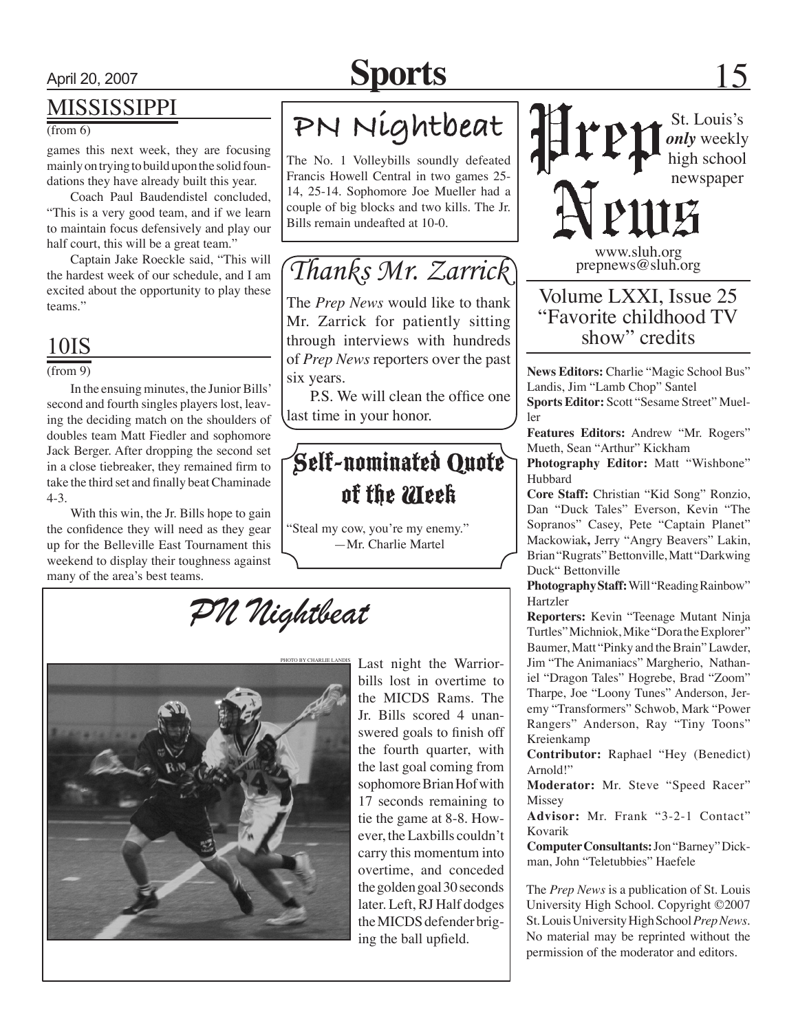## MISSISSIPPI

(from 6)

games this next week, they are focusing mainly on trying to build upon the solid foundations they have already built this year.

Coach Paul Baudendistel concluded, "This is a very good team, and if we learn to maintain focus defensively and play our half court, this will be a great team."

Captain Jake Roeckle said, "This will the hardest week of our schedule, and I am excited about the opportunity to play these teams."

## 10IS

(from 9)

In the ensuing minutes, the Junior Bills' second and fourth singles players lost, leaving the deciding match on the shoulders of doubles team Matt Fiedler and sophomore Jack Berger. After dropping the second set in a close tiebreaker, they remained firm to take the third set and finally beat Chaminade 4-3.

With this win, the Jr. Bills hope to gain the confidence they will need as they gear up for the Belleville East Tournament this weekend to display their toughness against many of the area's best teams.

## PN Nightbeat

The No. 1 Volleybills soundly defeated Francis Howell Central in two games 25-14, 25-14. Sophomore Joe Mueller had a couple of big blocks and two kills. The Jr. Bills remain undeafted at 10-0.

## *Thanks Mr. Zarrick*

The *Prep News* would like to thank Mr. Zarrick for patiently sitting through interviews with hundreds of *Prep News* reporters over the past six years.

P.S. We will clean the office one last time in your honor.

## Self-nominated Quote of the Week

"Steal my cow, you're my enemy."
—Mr. Charlie Martel

## *PN Nightbeat*

PHOTO BY CHARLIE LANDIS

Last night the Warriorbills lost in overtime to the MICDS Rams. The Jr. Bills scored 4 unanswered goals to finish off the fourth quarter, with the last goal coming from sophomore Brian Hof with 17 seconds remaining to tie the game at 8-8. However, the Laxbills couldn't carry this momentum into overtime, and conceded the golden goal 30 seconds later. Left, RJ Half dodges the MICDS defender briging the ball upfield.

# Prep News

St. Louis's *only* weekly high school newspaper

www.sluh.org
prepnews@sluh.org

### Volume LXXI, Issue 25
### "Favorite childhood TV show" credits

**News Editors:** Charlie "Magic School Bus" Landis, Jim "Lamb Chop" Santel

**Sports Editor:** Scott "Sesame Street" Mueller

**Features Editors:** Andrew "Mr. Rogers" Mueth, Sean "Arthur" Kickham

**Photography Editor:** Matt "Wishbone" Hubbard

**Core Staff:** Christian "Kid Song" Ronzio, Dan "Duck Tales" Everson, Kevin "The Sopranos" Casey, Pete "Captain Planet" Mackowiak**,** Jerry "Angry Beavers" Lakin, Brian "Rugrats" Bettonville, Matt "Darkwing Duck" Bettonville

**Photography Staff:** Will "Reading Rainbow" Hartzler

**Reporters:** Kevin "Teenage Mutant Ninja Turtles" Michniok, Mike "Dora the Explorer" Baumer, Matt "Pinky and the Brain" Lawder, Jim "The Animaniacs" Margherio, Nathaniel "Dragon Tales" Hogrebe, Brad "Zoom" Tharpe, Joe "Loony Tunes" Anderson, Jeremy "Transformers" Schwob, Mark "Power Rangers" Anderson, Ray "Tiny Toons" Kreienkamp

**Contributor:** Raphael "Hey (Benedict) Arnold!"

**Moderator:** Mr. Steve "Speed Racer" Missey

**Advisor:** Mr. Frank "3-2-1 Contact" Kovarik

**Computer Consultants:** Jon "Barney" Dickman, John "Teletubbies" Haefele

The *Prep News* is a publication of St. Louis University High School. Copyright ©2007 St. Louis University High School *Prep News*. No material may be reprinted without the permission of the moderator and editors.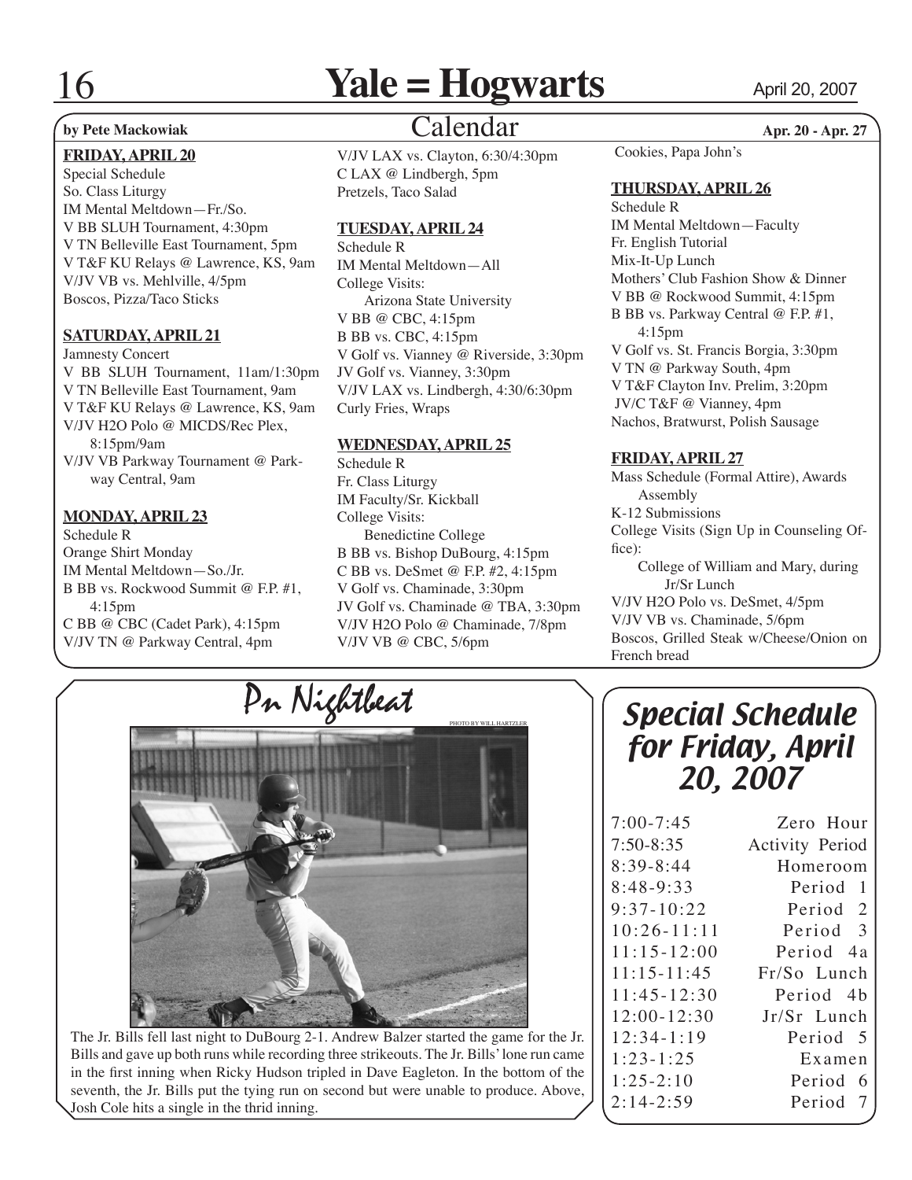# Yale = Hogwarts

## Calendar

**by Pete Mackowiak**

**Apr. 20 - Apr. 27**

### FRIDAY, APRIL 20

Special Schedule
So. Class Liturgy
IM Mental Meltdown—Fr./So.
V BB SLUH Tournament, 4:30pm
V TN Belleville East Tournament, 5pm
V T&F KU Relays @ Lawrence, KS, 9am
V/JV VB vs. Mehlville, 4/5pm
Boscos, Pizza/Taco Sticks

### SATURDAY, APRIL 21

Jamnesty Concert
V BB SLUH Tournament, 11am/1:30pm
V TN Belleville East Tournament, 9am
V T&F KU Relays @ Lawrence, KS, 9am
V/JV H2O Polo @ MICDS/Rec Plex, 8:15pm/9am
V/JV VB Parkway Tournament @ Parkway Central, 9am

### MONDAY, APRIL 23

Schedule R
Orange Shirt Monday
IM Mental Meltdown—So./Jr.
B BB vs. Rockwood Summit @ F.P. #1, 4:15pm
C BB @ CBC (Cadet Park), 4:15pm
V/JV TN @ Parkway Central, 4pm
V/JV LAX vs. Clayton, 6:30/4:30pm
C LAX @ Lindbergh, 5pm
Pretzels, Taco Salad

### TUESDAY, APRIL 24

Schedule R
IM Mental Meltdown—All
College Visits:
Arizona State University
V BB @ CBC, 4:15pm
B BB vs. CBC, 4:15pm
V Golf vs. Vianney @ Riverside, 3:30pm
JV Golf vs. Vianney, 3:30pm
V/JV LAX vs. Lindbergh, 4:30/6:30pm
Curly Fries, Wraps

### WEDNESDAY, APRIL 25

Schedule R
Fr. Class Liturgy
IM Faculty/Sr. Kickball
College Visits:
Benedictine College
B BB vs. Bishop DuBourg, 4:15pm
C BB vs. DeSmet @ F.P. #2, 4:15pm
V Golf vs. Chaminade, 3:30pm
JV Golf vs. Chaminade @ TBA, 3:30pm
V/JV H2O Polo @ Chaminade, 7/8pm
V/JV VB @ CBC, 5/6pm
Cookies, Papa John's

### THURSDAY, APRIL 26

Schedule R
IM Mental Meltdown—Faculty
Fr. English Tutorial
Mix-It-Up Lunch
Mothers' Club Fashion Show & Dinner
V BB @ Rockwood Summit, 4:15pm
B BB vs. Parkway Central @ F.P. #1, 4:15pm
V Golf vs. St. Francis Borgia, 3:30pm
V TN @ Parkway South, 4pm
V T&F Clayton Inv. Prelim, 3:20pm
JV/C T&F @ Vianney, 4pm
Nachos, Bratwurst, Polish Sausage

### FRIDAY, APRIL 27

Mass Schedule (Formal Attire), Awards Assembly
K-12 Submissions
College Visits (Sign Up in Counseling Office):
College of William and Mary, during Jr/Sr Lunch
V/JV H2O Polo vs. DeSmet, 4/5pm
V/JV VB vs. Chaminade, 5/6pm
Boscos, Grilled Steak w/Cheese/Onion on French bread

## Pn Nightbeat

PHOTO BY WILL HARTZLER

The Jr. Bills fell last night to DuBourg 2-1. Andrew Balzer started the game for the Jr. Bills and gave up both runs while recording three strikeouts. The Jr. Bills' lone run came in the first inning when Ricky Hudson tripled in Dave Eagleton. In the bottom of the seventh, the Jr. Bills put the tying run on second but were unable to produce. Above, Josh Cole hits a single in the thrid inning.

## Special Schedule for Friday, April 20, 2007

| | |
|---|---|
| 7:00-7:45 | Zero Hour |
| 7:50-8:35 | Activity Period |
| 8:39-8:44 | Homeroom |
| 8:48-9:33 | Period 1 |
| 9:37-10:22 | Period 2 |
| 10:26-11:11 | Period 3 |
| 11:15-12:00 | Period 4a |
| 11:15-11:45 | Fr/So Lunch |
| 11:45-12:30 | Period 4b |
| 12:00-12:30 | Jr/Sr Lunch |
| 12:34-1:19 | Period 5 |
| 1:23-1:25 | Examen |
| 1:25-2:10 | Period 6 |
| 2:14-2:59 | Period 7 |